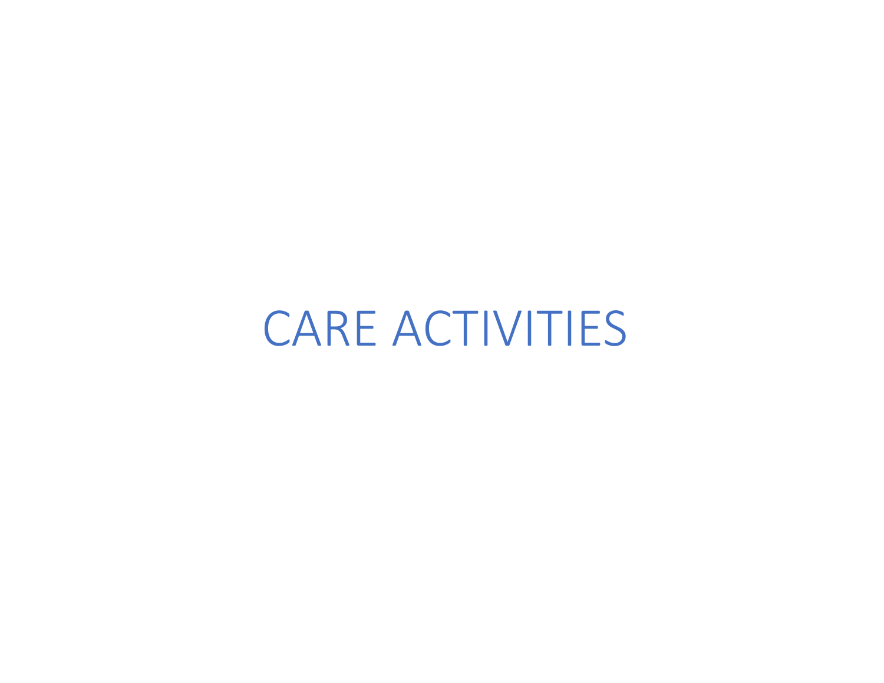# CARE ACTIVITIES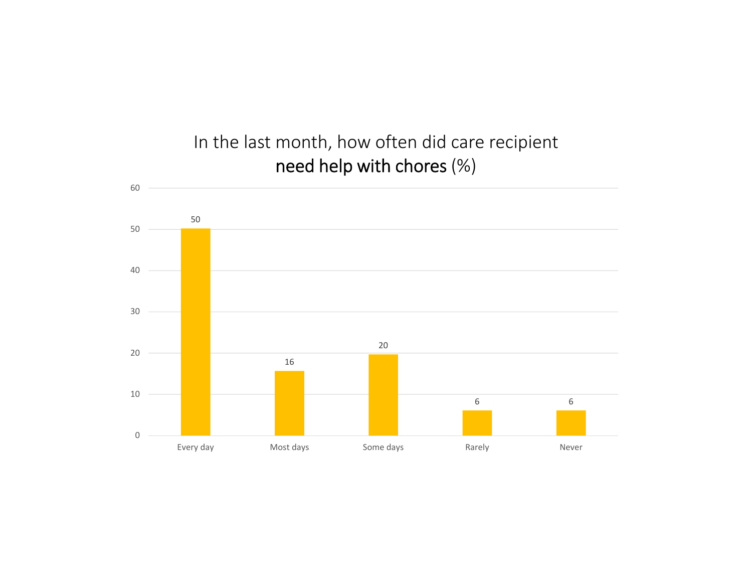## In the last month, how often did care recipient **need help with chores** (%)

| Response | % |
|---|---|
| Every day | 50 |
| Most days | 16 |
| Some days | 20 |
| Rarely | 6 |
| Never | 6 |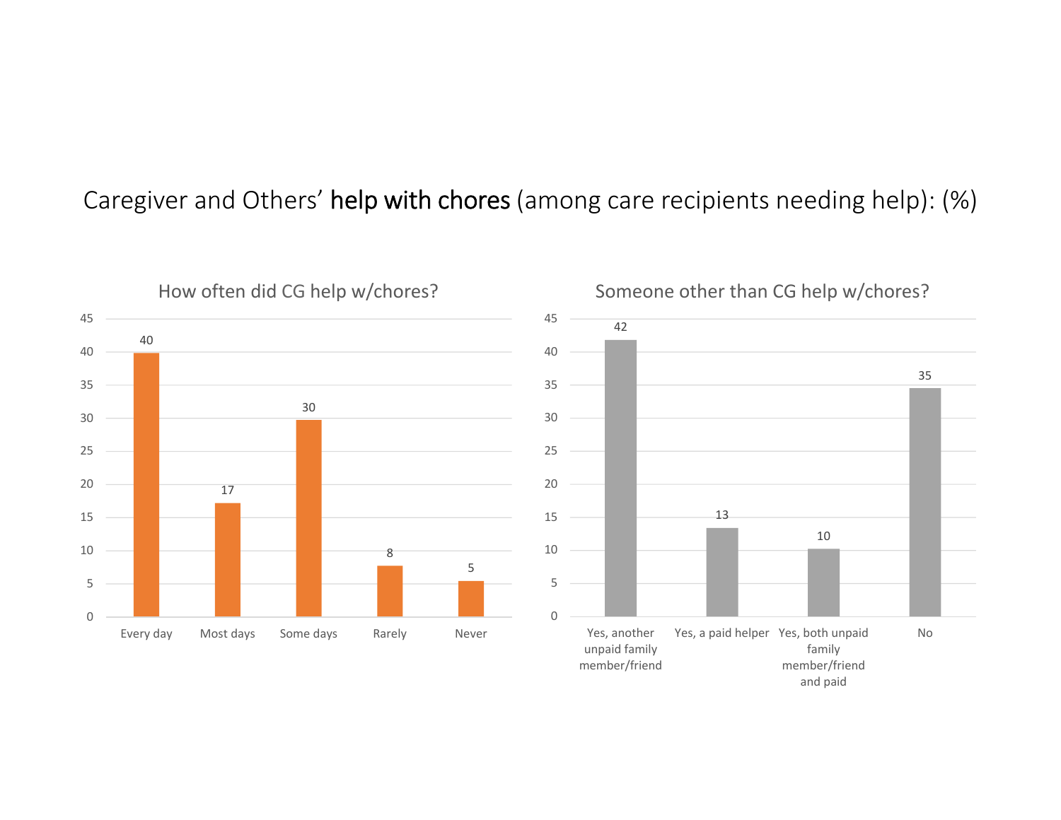# Caregiver and Others' **help with chores** (among care recipients needing help): (%)

## How often did CG help w/chores?

| Every day | Most days | Some days | Rarely | Never |
|---|---|---|---|---|
| 40 | 17 | 30 | 8 | 5 |

## Someone other than CG help w/chores?

| Yes, another unpaid family member/friend | Yes, a paid helper | Yes, both unpaid family member/friend and paid | No |
|---|---|---|---|
| 42 | 13 | 10 | 35 |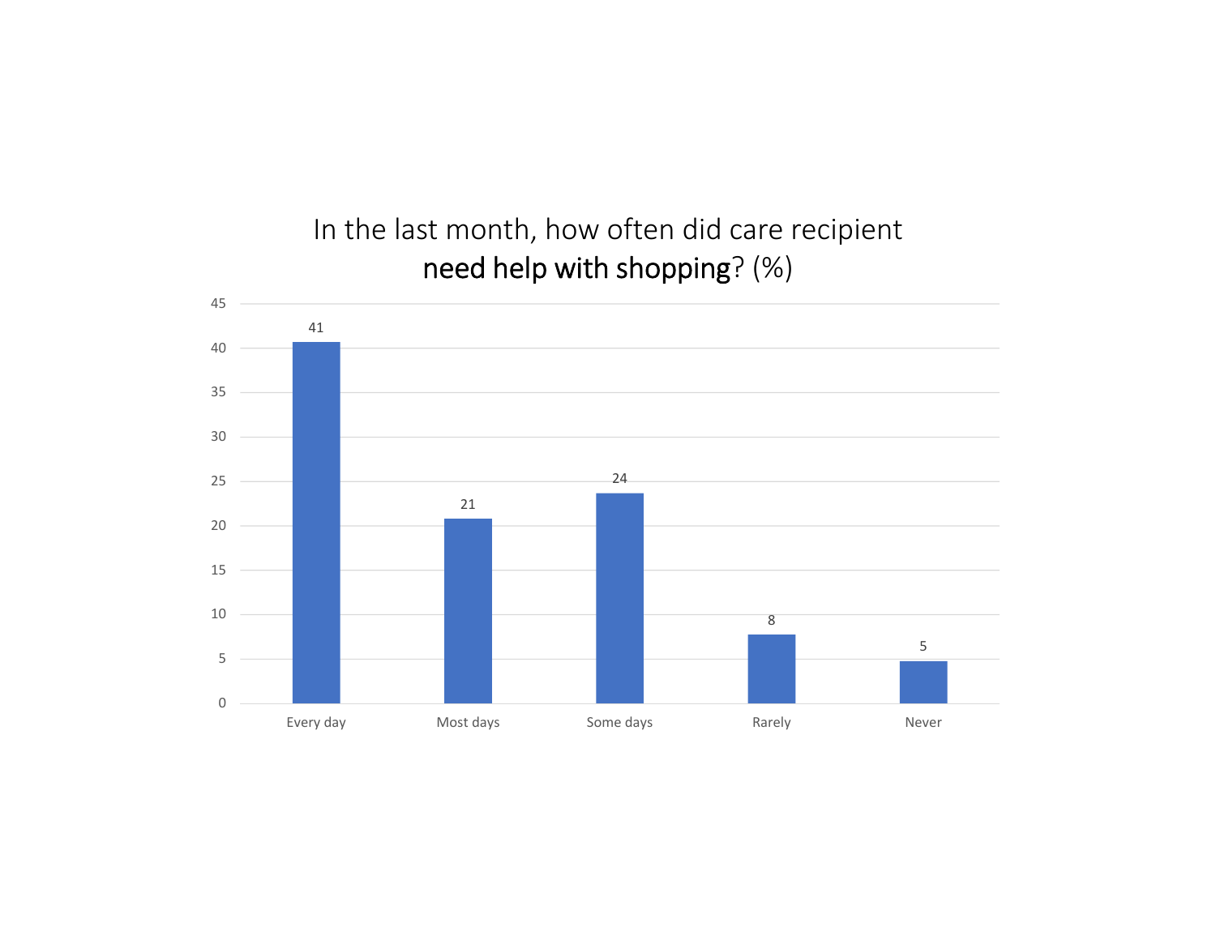In the last month, how often did care recipient **need help with shopping**? (%)

| Response | % |
|---|---|
| Every day | 41 |
| Most days | 21 |
| Some days | 24 |
| Rarely | 8 |
| Never | 5 |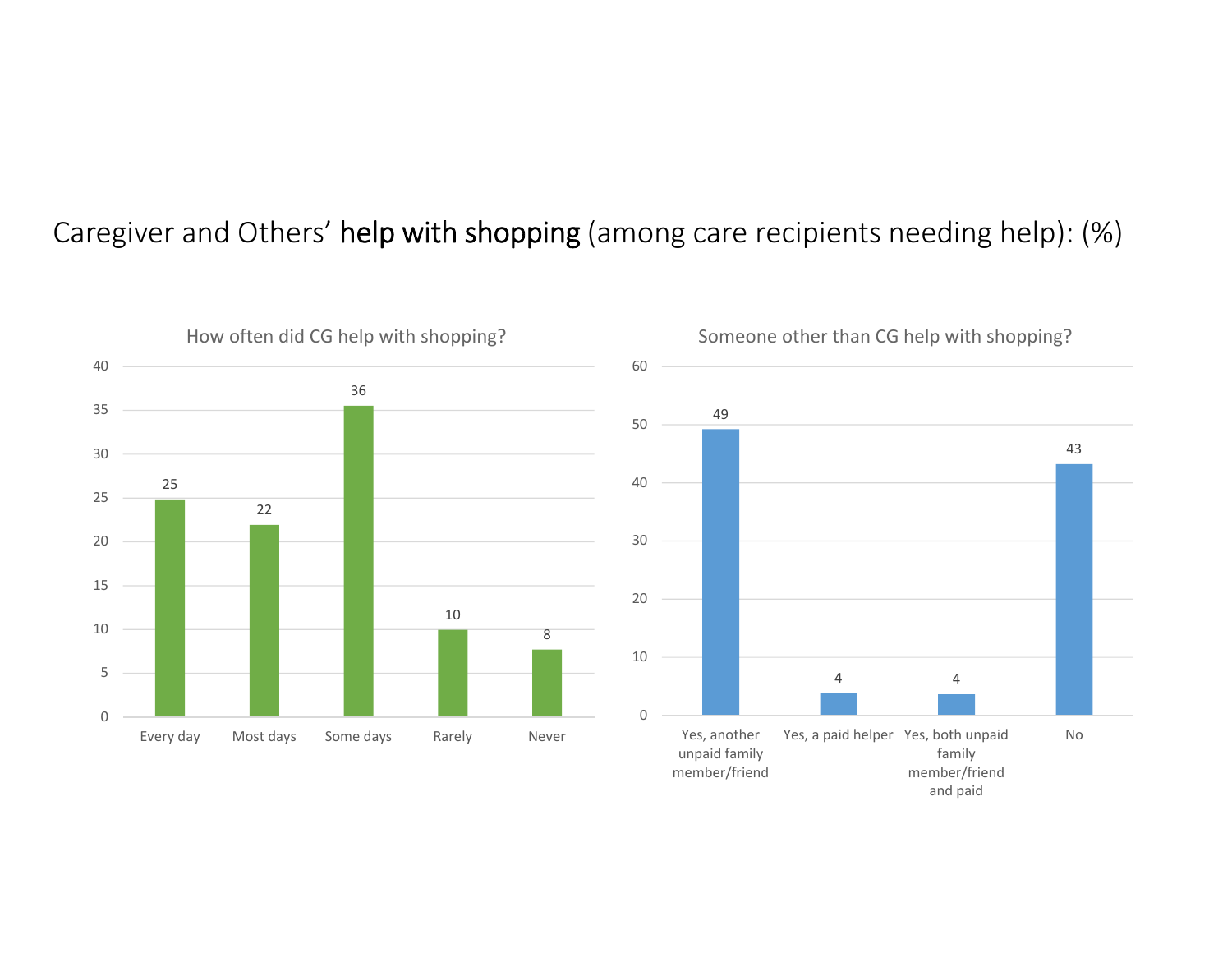# Caregiver and Others' **help with shopping** (among care recipients needing help): (%)

**How often did CG help with shopping?**

| Response | % |
|---|---|
| Every day | 25 |
| Most days | 22 |
| Some days | 36 |
| Rarely | 10 |
| Never | 8 |

**Someone other than CG help with shopping?**

| Response | % |
|---|---|
| Yes, another unpaid family member/friend | 49 |
| Yes, a paid helper | 4 |
| Yes, both unpaid family member/friend and paid | 4 |
| No | 43 |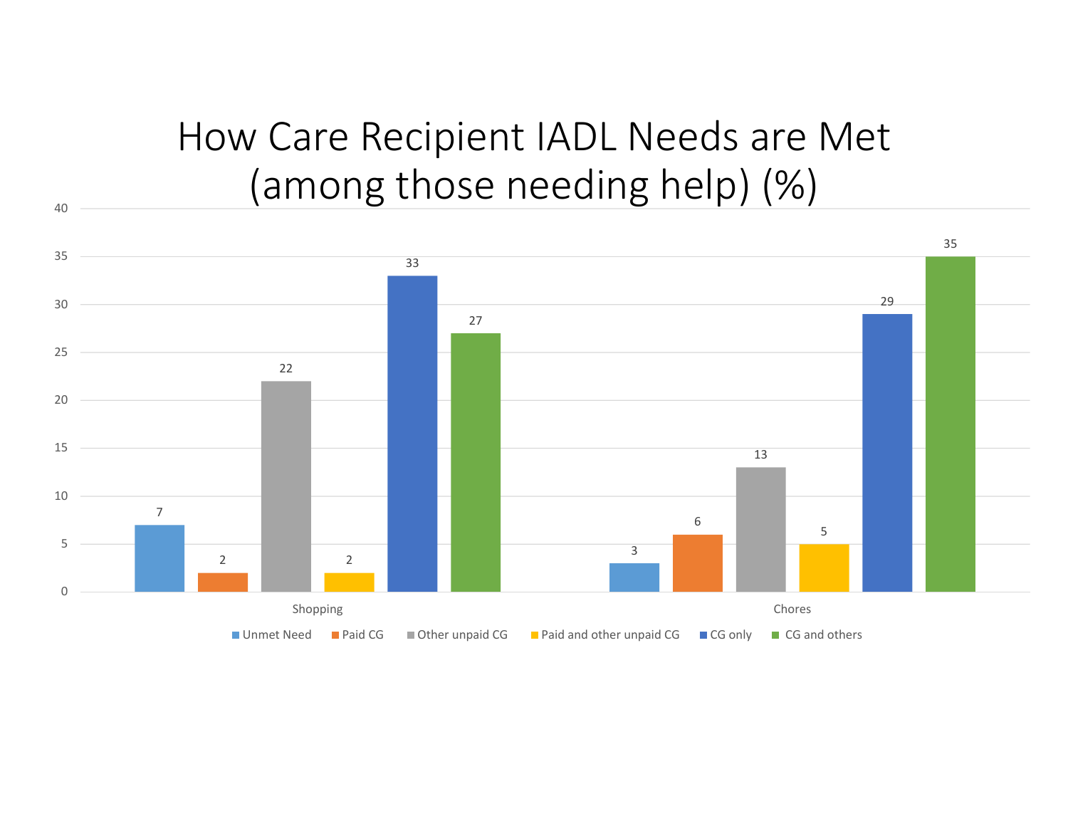# How Care Recipient IADL Needs are Met (among those needing help) (%)

| | Unmet Need | Paid CG | Other unpaid CG | Paid and other unpaid CG | CG only | CG and others |
|---|---|---|---|---|---|---|
| Shopping | 7 | 2 | 22 | 2 | 33 | 27 |
| Chores | 3 | 6 | 13 | 5 | 29 | 35 |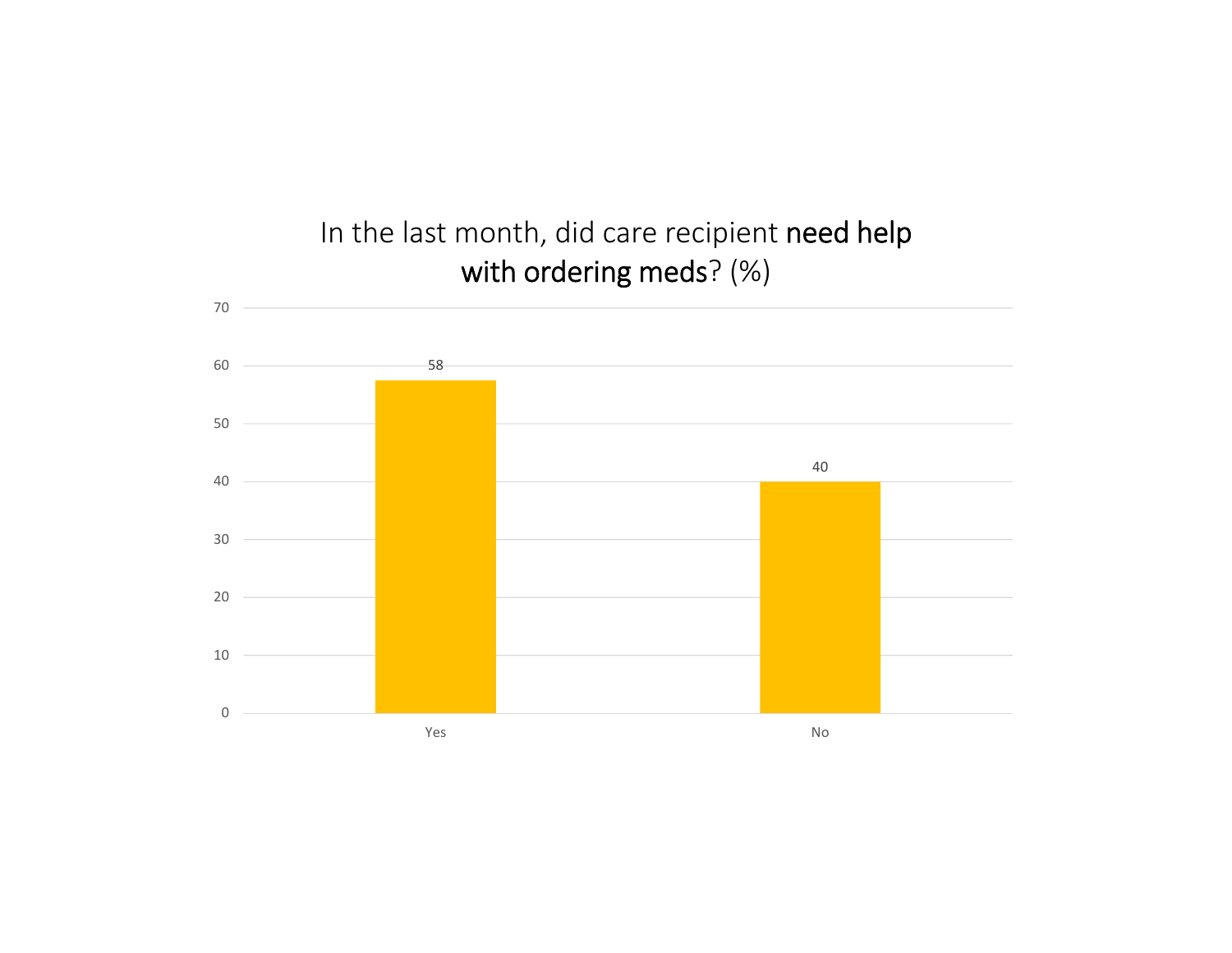## In the last month, did care recipient **need help with ordering meds**? (%)

| Response | % |
| --- | --- |
| Yes | 58 |
| No | 40 |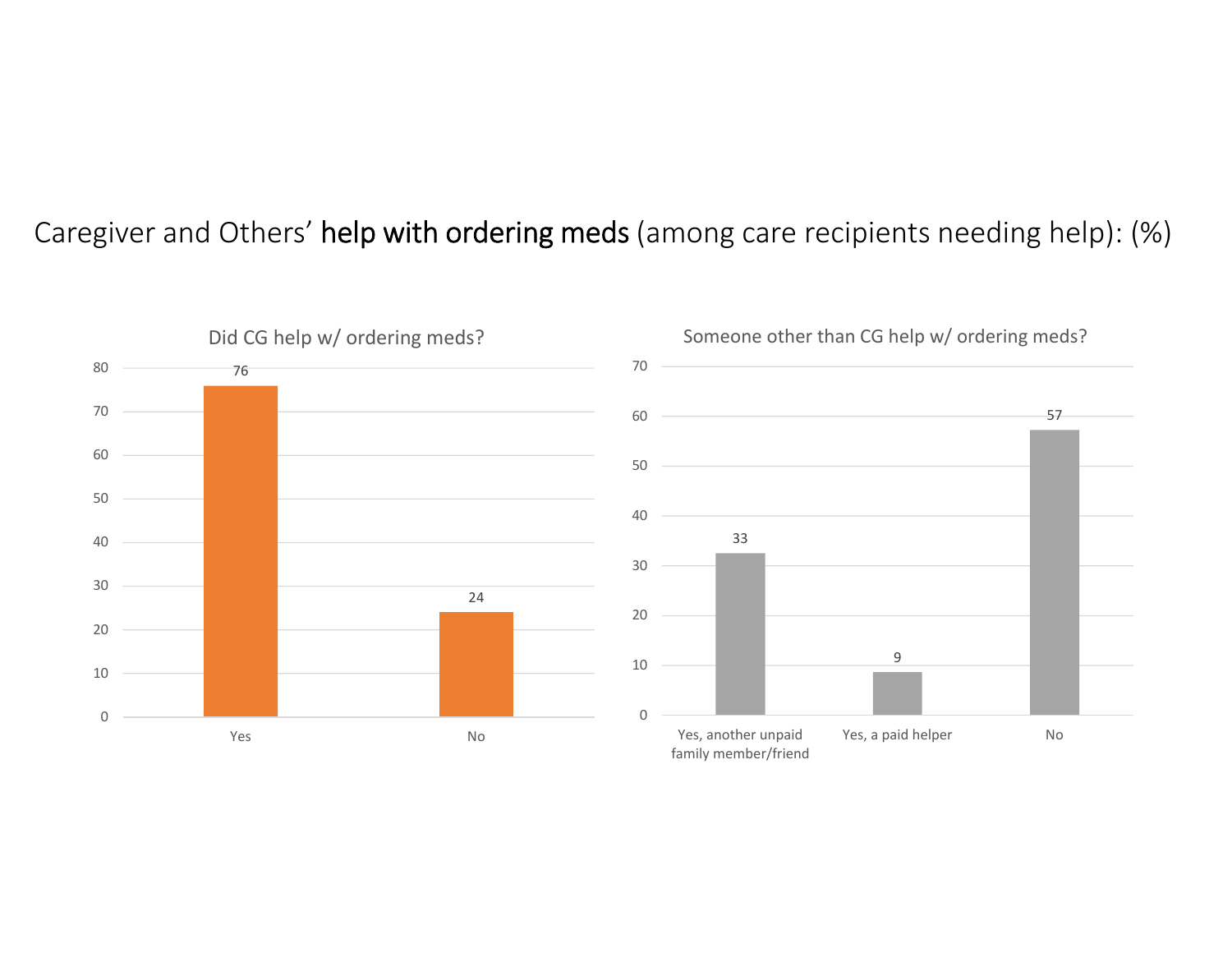# Caregiver and Others' **help with ordering meds** (among care recipients needing help): (%)

## Did CG help w/ ordering meds?

| Response | % |
| --- | --- |
| Yes | 76 |
| No | 24 |

## Someone other than CG help w/ ordering meds?

| Response | % |
| --- | --- |
| Yes, another unpaid family member/friend | 33 |
| Yes, a paid helper | 9 |
| No | 57 |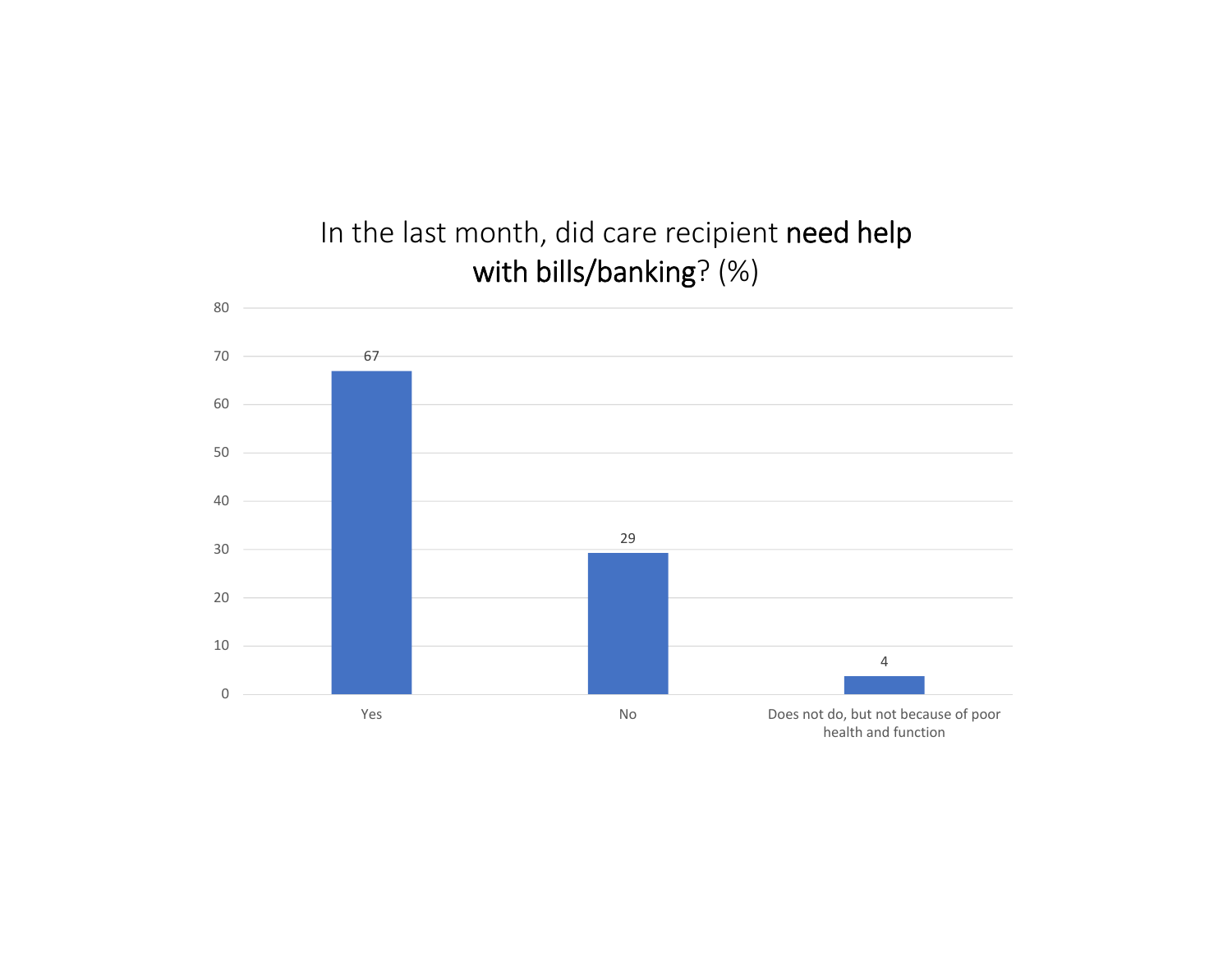## In the last month, did care recipient **need help with bills/banking**? (%)

| Response | % |
|---|---|
| Yes | 67 |
| No | 29 |
| Does not do, but not because of poor health and function | 4 |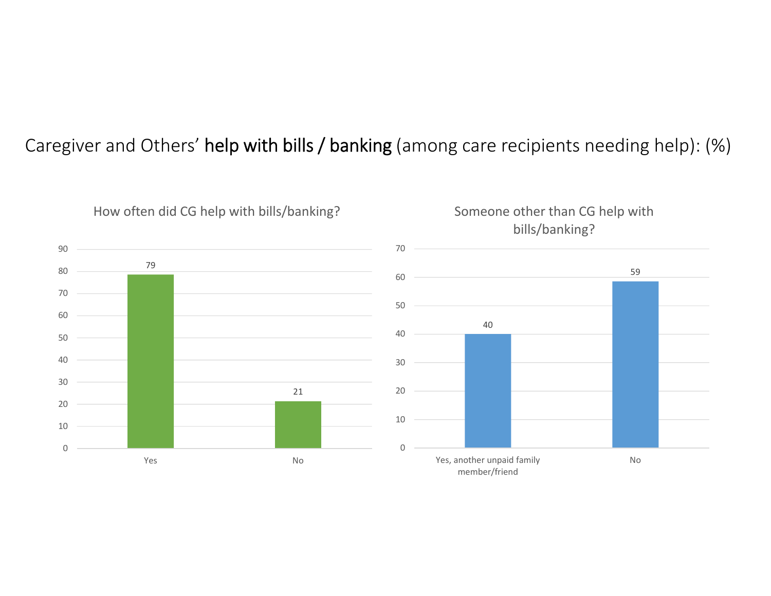# Caregiver and Others' **help with bills / banking** (among care recipients needing help): (%)

**How often did CG help with bills/banking?**

| Response | % |
|---|---|
| Yes | 79 |
| No | 21 |

**Someone other than CG help with bills/banking?**

| Response | % |
|---|---|
| Yes, another unpaid family member/friend | 40 |
| No | 59 |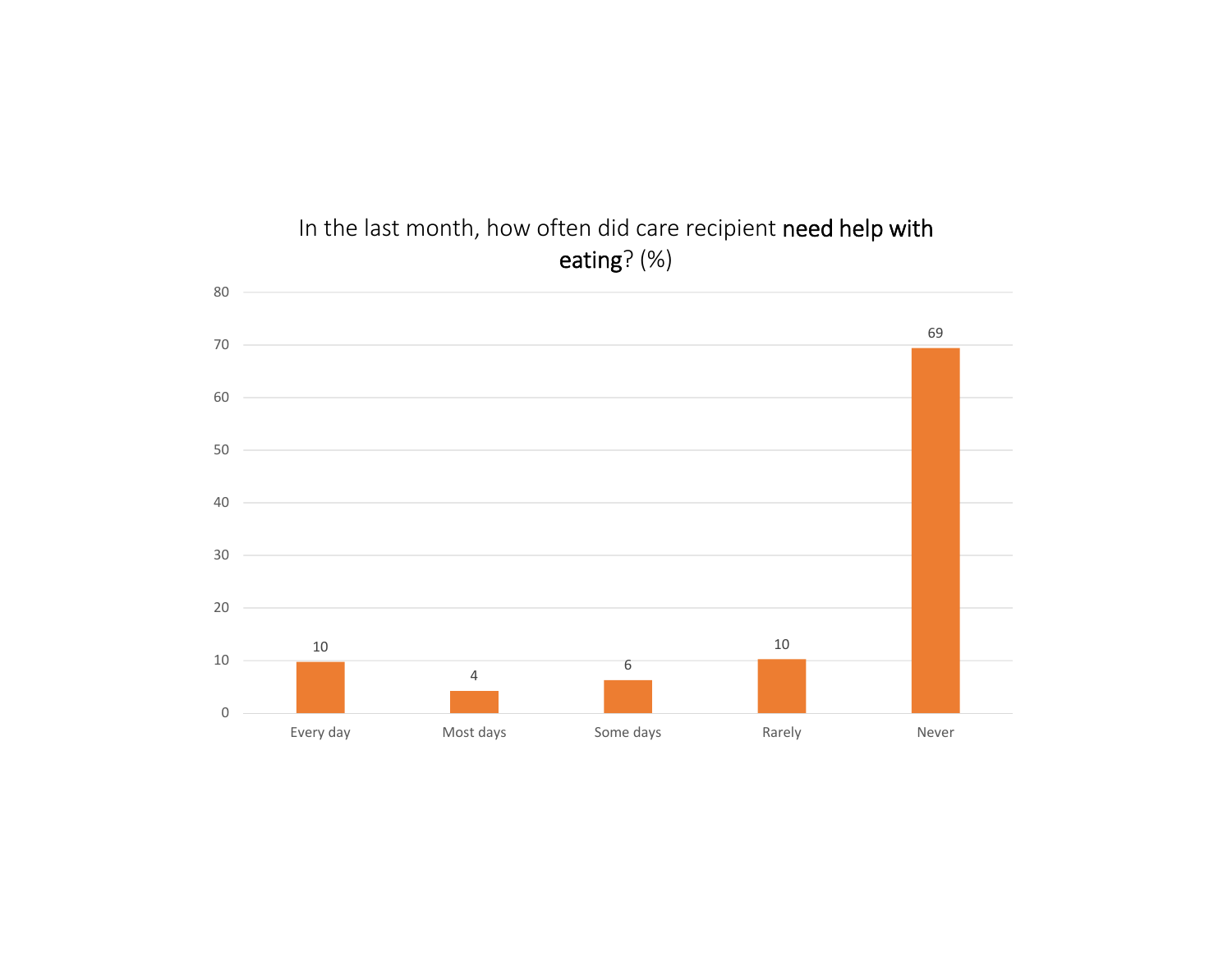In the last month, how often did care recipient **need help with eating**? (%)

| Every day | Most days | Some days | Rarely | Never |
|---|---|---|---|---|
| 10 | 4 | 6 | 10 | 69 |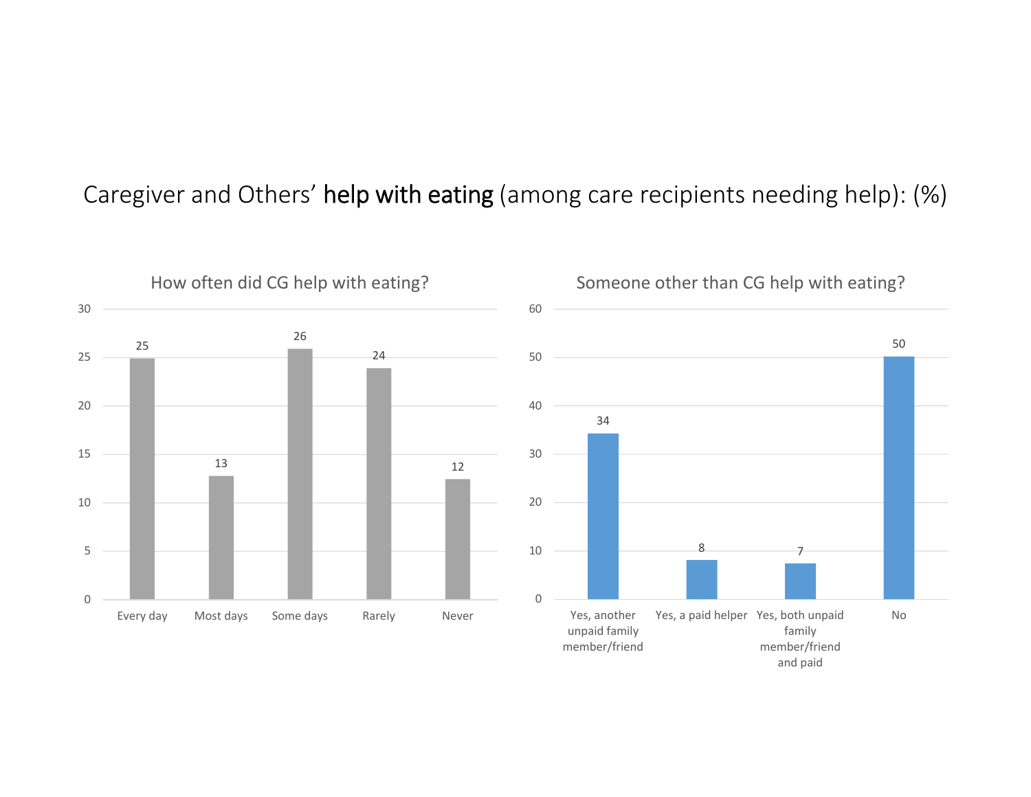# Caregiver and Others' **help with eating** (among care recipients needing help): (%)

## How often did CG help with eating?

| Every day | Most days | Some days | Rarely | Never |
|---|---|---|---|---|
| 25 | 13 | 26 | 24 | 12 |

## Someone other than CG help with eating?

| Yes, another unpaid family member/friend | Yes, a paid helper | Yes, both unpaid family member/friend and paid | No |
|---|---|---|---|
| 34 | 8 | 7 | 50 |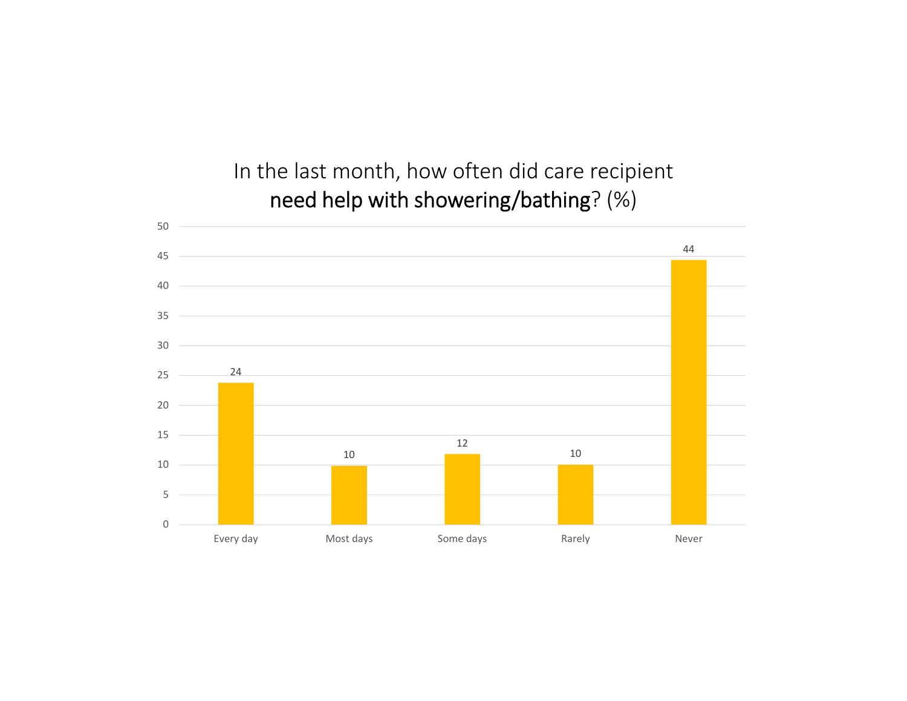## In the last month, how often did care recipient **need help with showering/bathing**? (%)

| Response | % |
|---|---|
| Every day | 24 |
| Most days | 10 |
| Some days | 12 |
| Rarely | 10 |
| Never | 44 |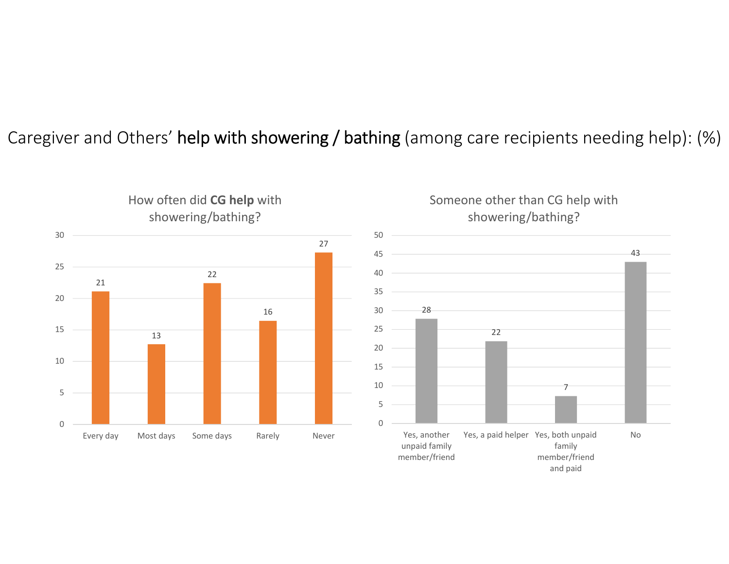# Caregiver and Others' **help with showering / bathing** (among care recipients needing help): (%)

## How often did **CG help** with showering/bathing?

| Every day | Most days | Some days | Rarely | Never |
|---|---|---|---|---|
| 21 | 13 | 22 | 16 | 27 |

## Someone other than CG help with showering/bathing?

| Yes, another unpaid family member/friend | Yes, a paid helper | Yes, both unpaid family member/friend and paid | No |
|---|---|---|---|
| 28 | 22 | 7 | 43 |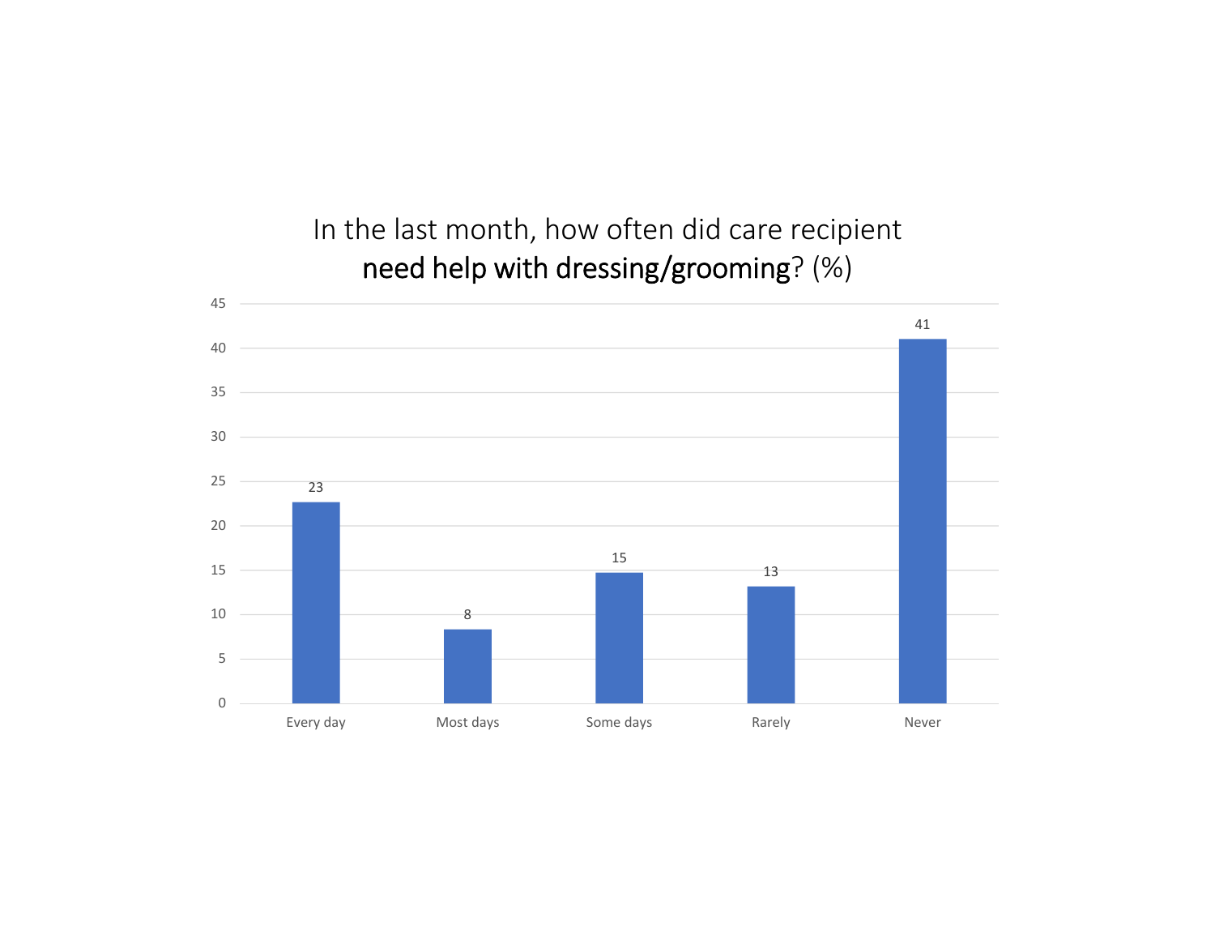## In the last month, how often did care recipient **need help with dressing/grooming**? (%)

| Response | % |
|---|---|
| Every day | 23 |
| Most days | 8 |
| Some days | 15 |
| Rarely | 13 |
| Never | 41 |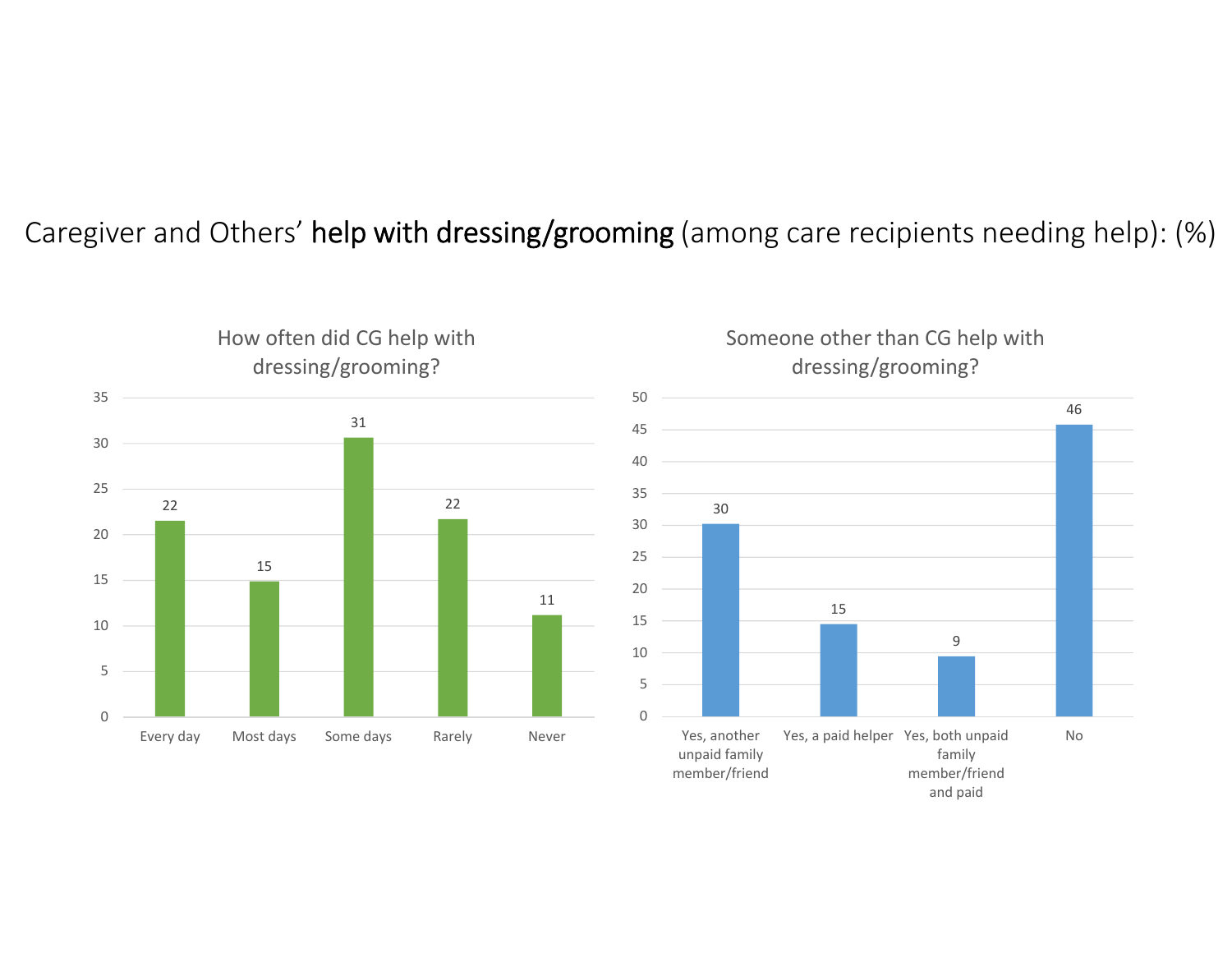# Caregiver and Others' **help with dressing/grooming** (among care recipients needing help): (%)

## How often did CG help with dressing/grooming?

| Response | % |
|---|---|
| Every day | 22 |
| Most days | 15 |
| Some days | 31 |
| Rarely | 22 |
| Never | 11 |

## Someone other than CG help with dressing/grooming?

| Response | % |
|---|---|
| Yes, another unpaid family member/friend | 30 |
| Yes, a paid helper | 15 |
| Yes, both unpaid family member/friend and paid | 9 |
| No | 46 |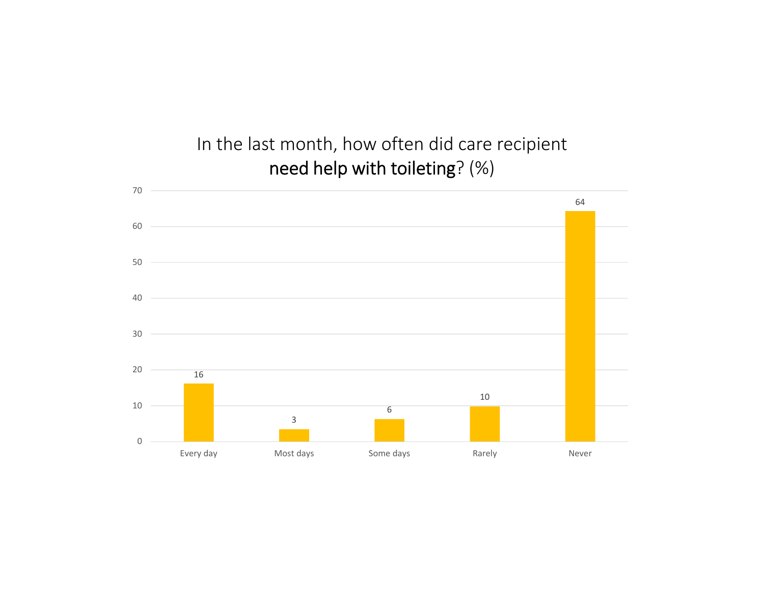## In the last month, how often did care recipient **need help with toileting**? (%)

| Response | % |
| --- | --- |
| Every day | 16 |
| Most days | 3 |
| Some days | 6 |
| Rarely | 10 |
| Never | 64 |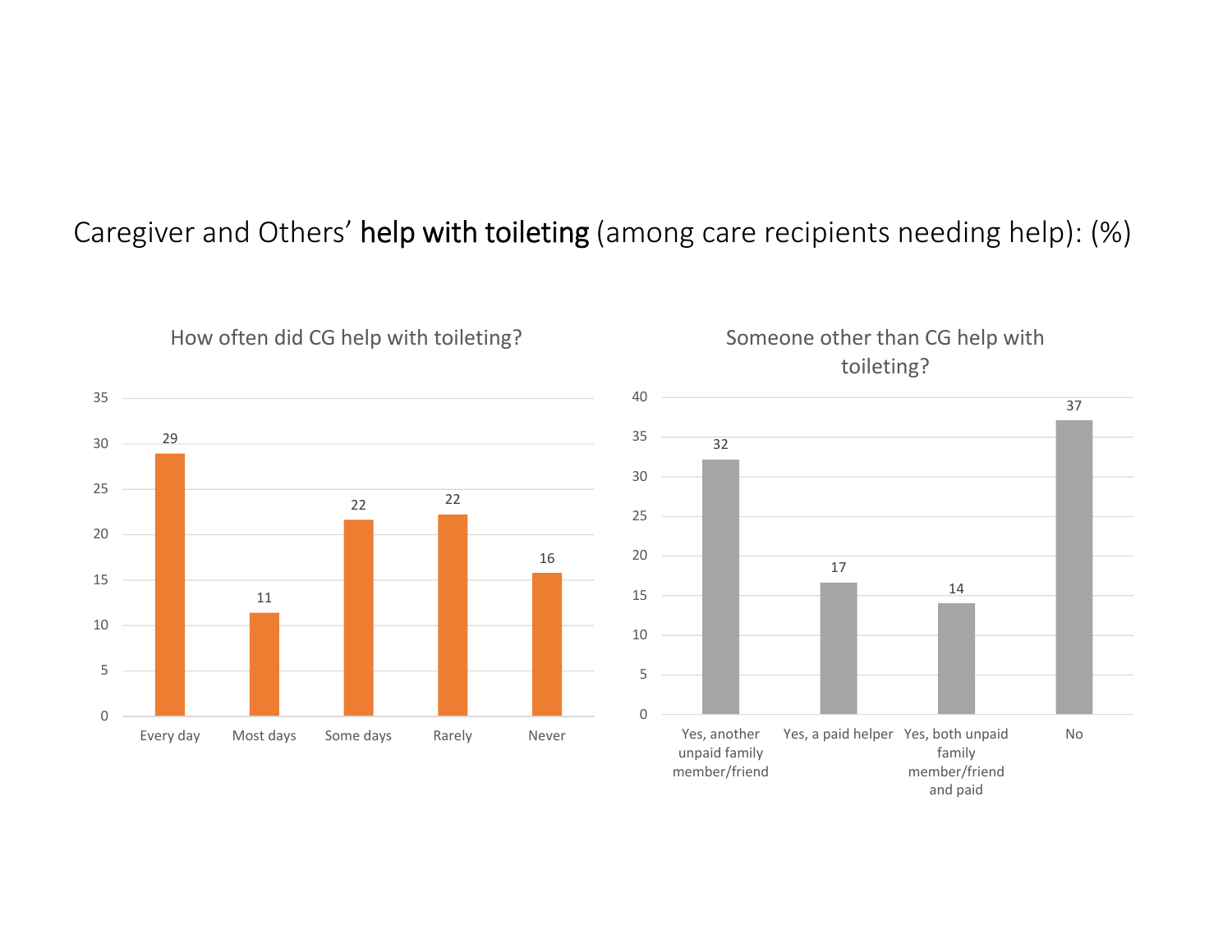# Caregiver and Others' **help with toileting** (among care recipients needing help): (%)

## How often did CG help with toileting?

| Response | % |
| --- | --- |
| Every day | 29 |
| Most days | 11 |
| Some days | 22 |
| Rarely | 22 |
| Never | 16 |

## Someone other than CG help with toileting?

| Response | % |
| --- | --- |
| Yes, another unpaid family member/friend | 32 |
| Yes, a paid helper | 17 |
| Yes, both unpaid family member/friend and paid | 14 |
| No | 37 |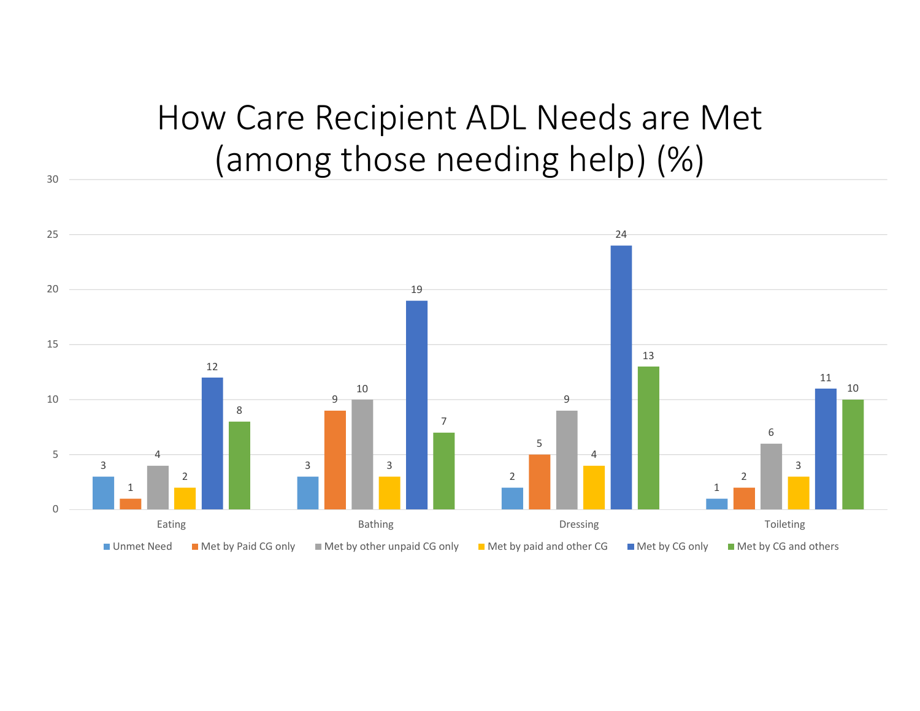# How Care Recipient ADL Needs are Met (among those needing help) (%)

| | Unmet Need | Met by Paid CG only | Met by other unpaid CG only | Met by paid and other CG | Met by CG only | Met by CG and others |
|---|---|---|---|---|---|---|
| Eating | 3 | 1 | 4 | 2 | 12 | 8 |
| Bathing | 3 | 9 | 10 | 3 | 19 | 7 |
| Dressing | 2 | 5 | 9 | 4 | 24 | 13 |
| Toileting | 1 | 2 | 6 | 3 | 11 | 10 |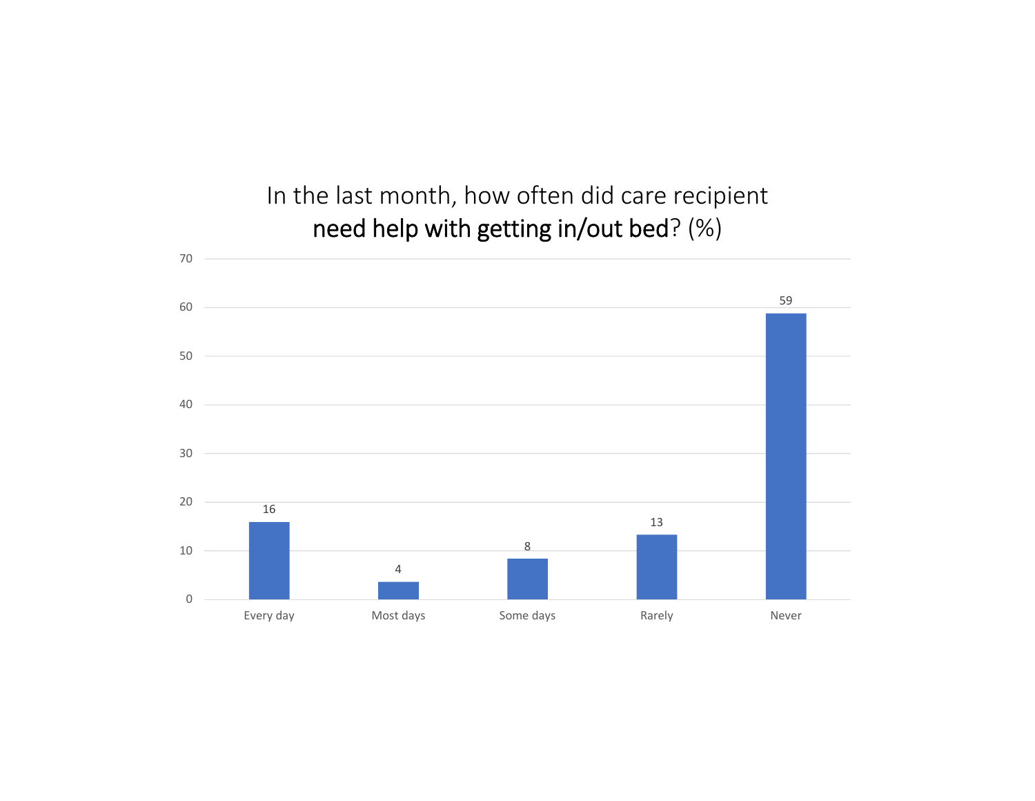## In the last month, how often did care recipient **need help with getting in/out bed**? (%)

| Response | % |
| --- | --- |
| Every day | 16 |
| Most days | 4 |
| Some days | 8 |
| Rarely | 13 |
| Never | 59 |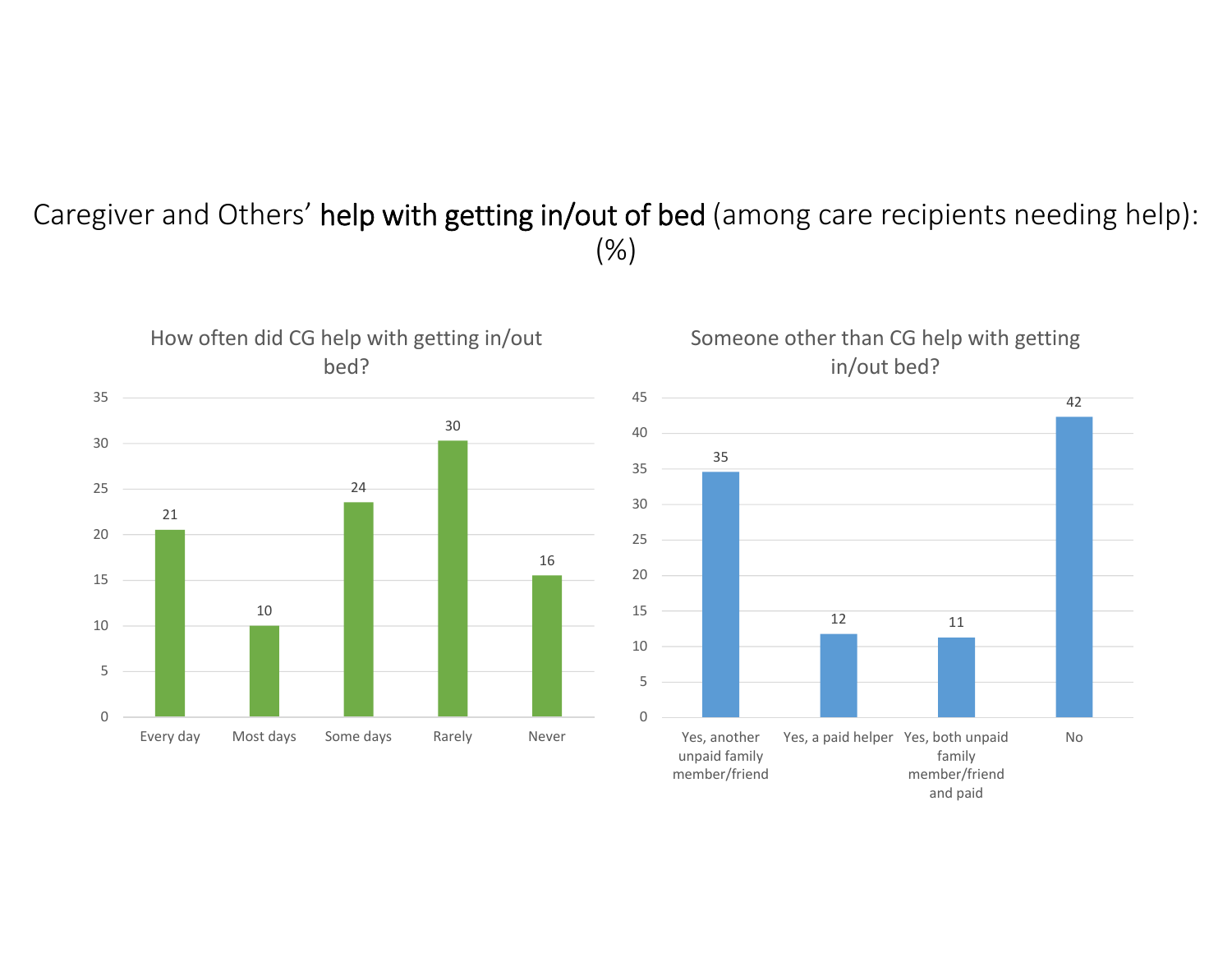# Caregiver and Others' **help with getting in/out of bed** (among care recipients needing help): (%)

## How often did CG help with getting in/out bed?

| Response | % |
|---|---|
| Every day | 21 |
| Most days | 10 |
| Some days | 24 |
| Rarely | 30 |
| Never | 16 |

## Someone other than CG help with getting in/out bed?

| Response | % |
|---|---|
| Yes, another unpaid family member/friend | 35 |
| Yes, a paid helper | 12 |
| Yes, both unpaid family member/friend and paid | 11 |
| No | 42 |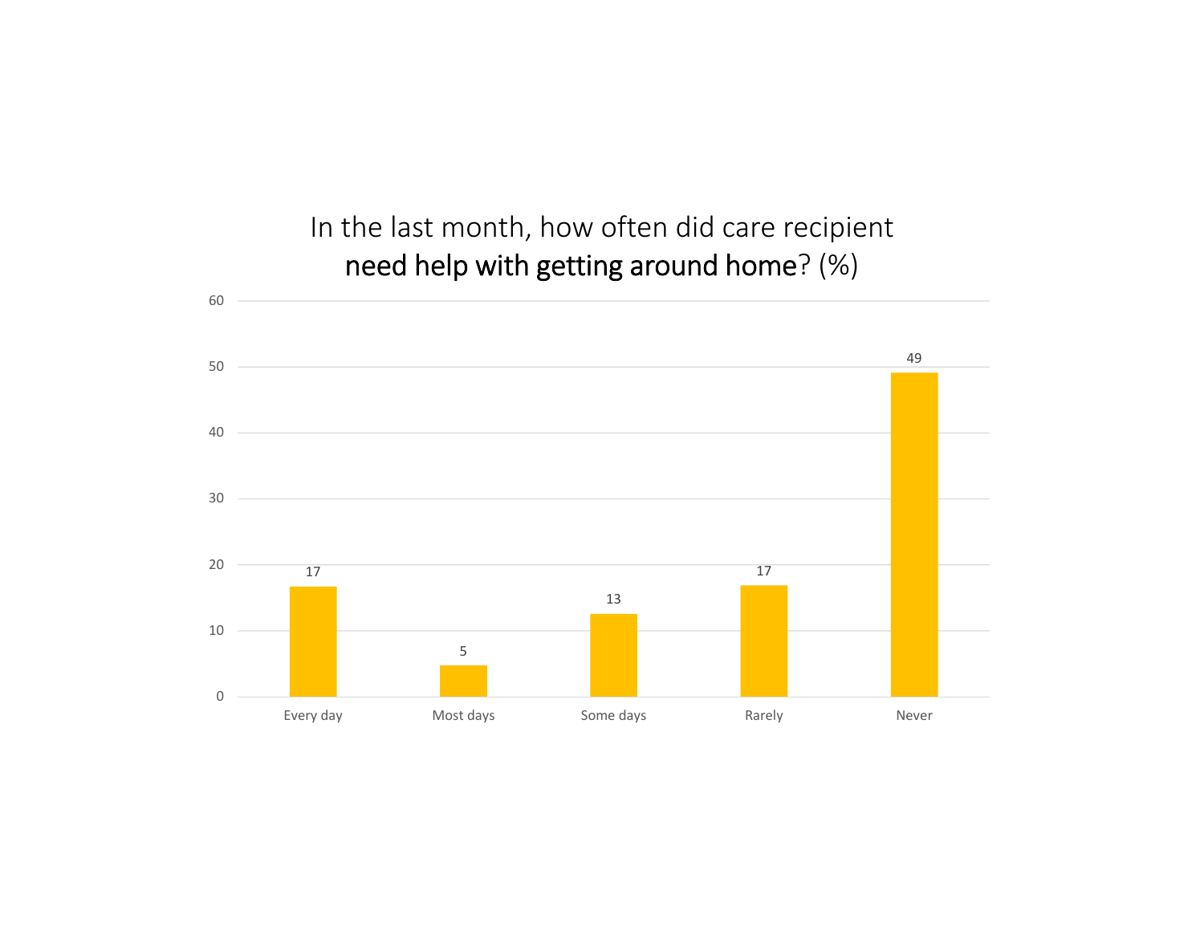## In the last month, how often did care recipient **need help with getting around home**? (%)

| Response | % |
| --- | --- |
| Every day | 17 |
| Most days | 5 |
| Some days | 13 |
| Rarely | 17 |
| Never | 49 |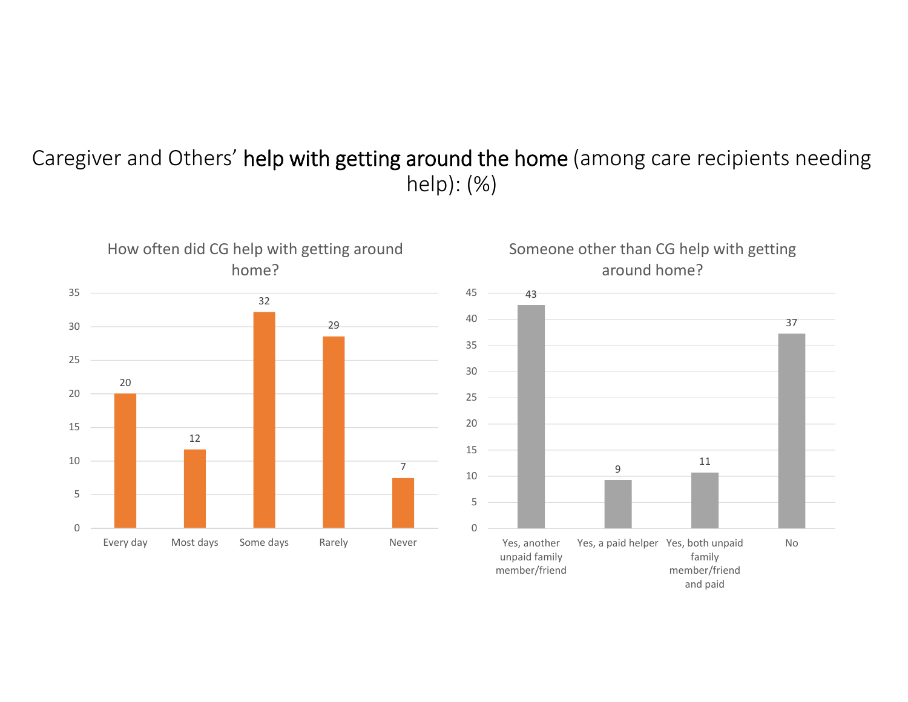# Caregiver and Others' **help with getting around the home** (among care recipients needing help): (%)

### How often did CG help with getting around home?

| Response | % |
|---|---|
| Every day | 20 |
| Most days | 12 |
| Some days | 32 |
| Rarely | 29 |
| Never | 7 |

### Someone other than CG help with getting around home?

| Response | % |
|---|---|
| Yes, another unpaid family member/friend | 43 |
| Yes, a paid helper | 9 |
| Yes, both unpaid family member/friend and paid | 11 |
| No | 37 |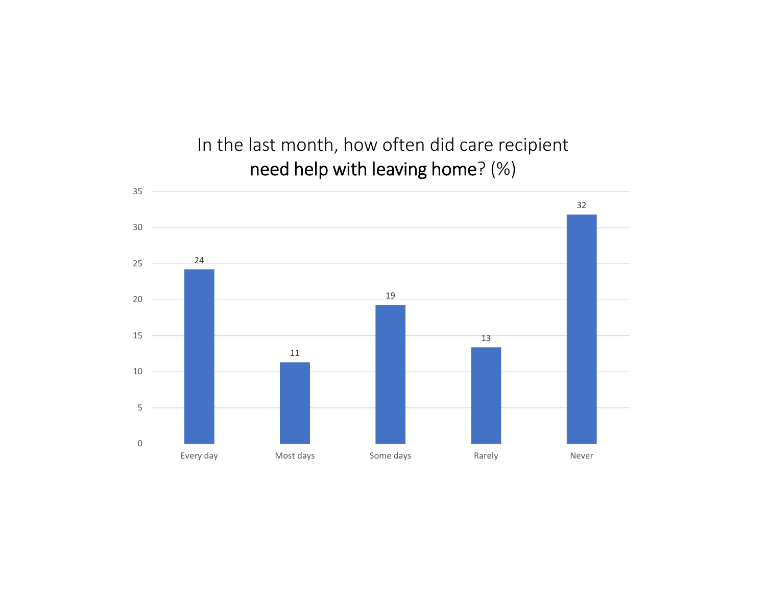In the last month, how often did care recipient **need help with leaving home**? (%)

| Response | % |
|---|---|
| Every day | 24 |
| Most days | 11 |
| Some days | 19 |
| Rarely | 13 |
| Never | 32 |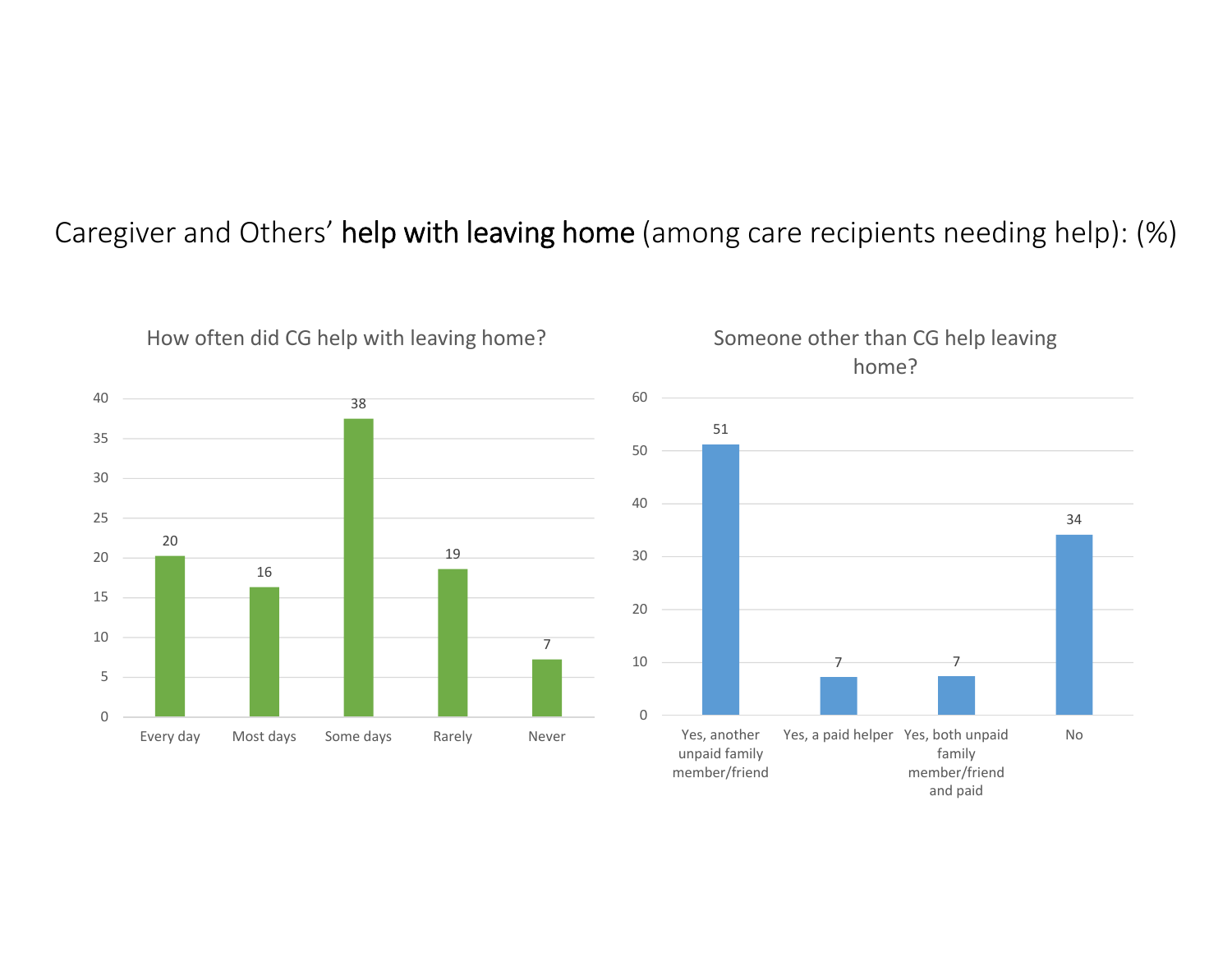# Caregiver and Others' **help with leaving home** (among care recipients needing help): (%)

## How often did CG help with leaving home?

| Every day | Most days | Some days | Rarely | Never |
|---|---|---|---|---|
| 20 | 16 | 38 | 19 | 7 |

## Someone other than CG help leaving home?

| Yes, another unpaid family member/friend | Yes, a paid helper | Yes, both unpaid family member/friend and paid | No |
|---|---|---|---|
| 51 | 7 | 7 | 34 |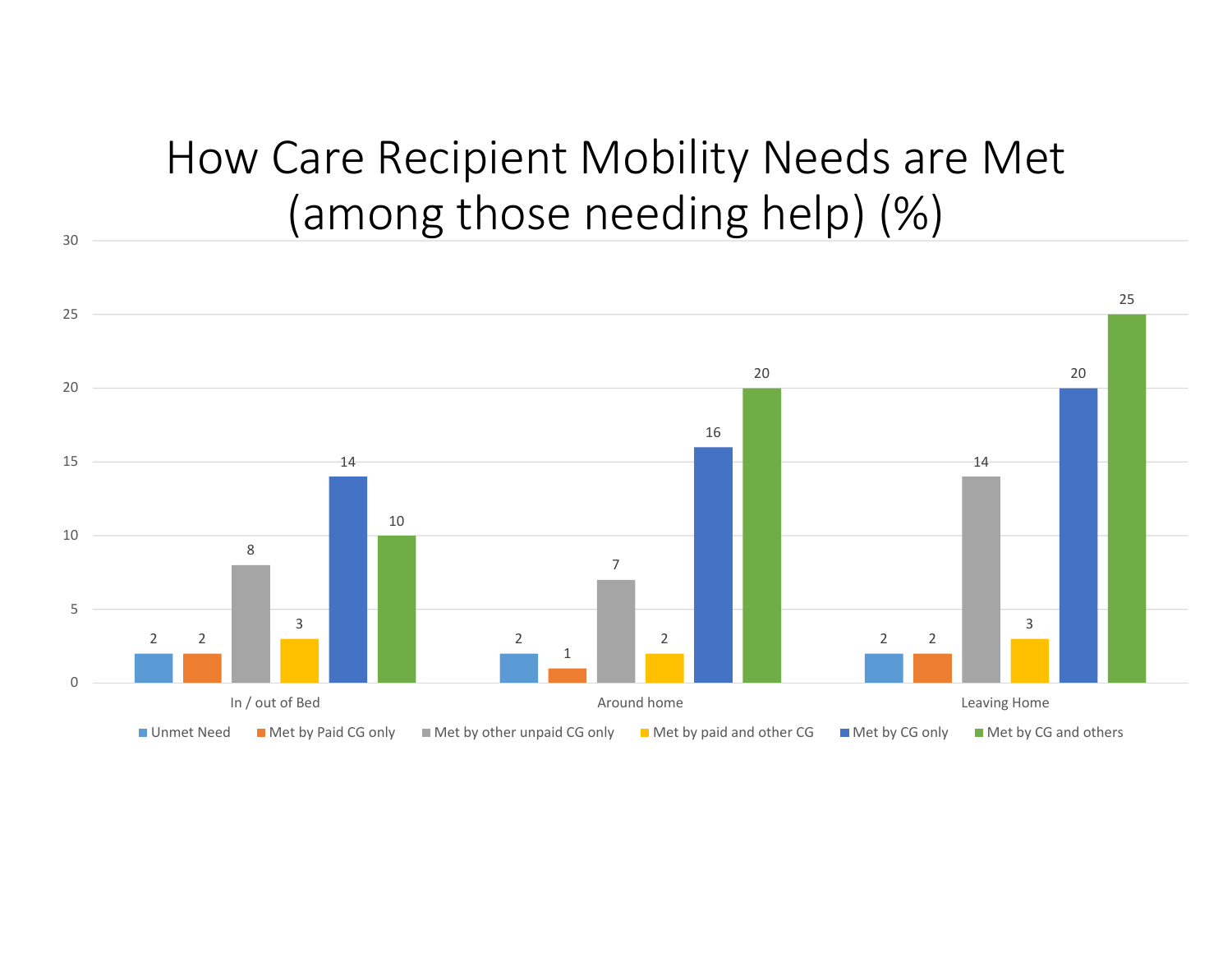# How Care Recipient Mobility Needs are Met (among those needing help) (%)

| | Unmet Need | Met by Paid CG only | Met by other unpaid CG only | Met by paid and other CG | Met by CG only | Met by CG and others |
|---|---|---|---|---|---|---|
| In / out of Bed | 2 | 2 | 8 | 3 | 14 | 10 |
| Around home | 2 | 1 | 7 | 2 | 16 | 20 |
| Leaving Home | 2 | 2 | 14 | 3 | 20 | 25 |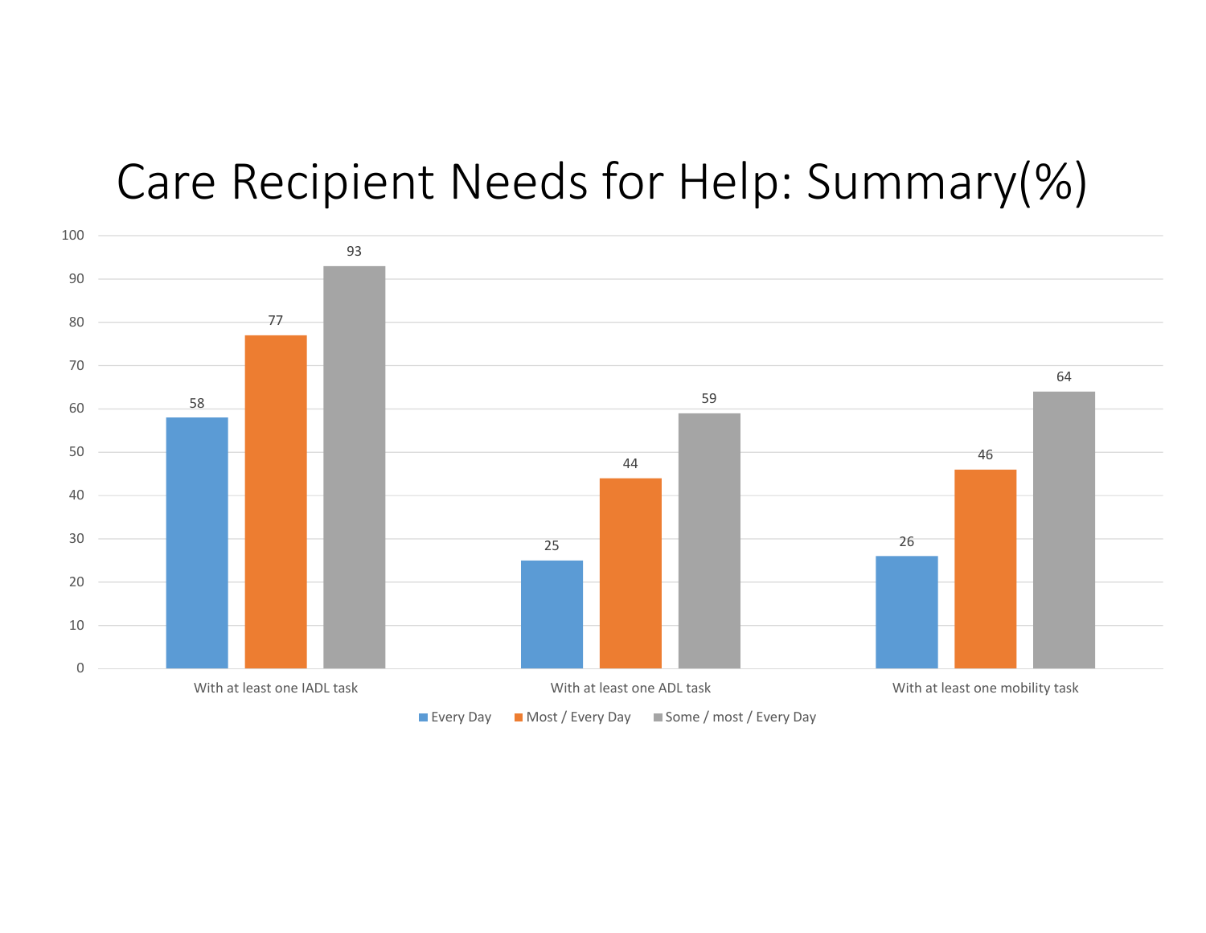# Care Recipient Needs for Help: Summary(%)

| | Every Day | Most / Every Day | Some / most / Every Day |
|---|---|---|---|
| With at least one IADL task | 58 | 77 | 93 |
| With at least one ADL task | 25 | 44 | 59 |
| With at least one mobility task | 26 | 46 | 64 |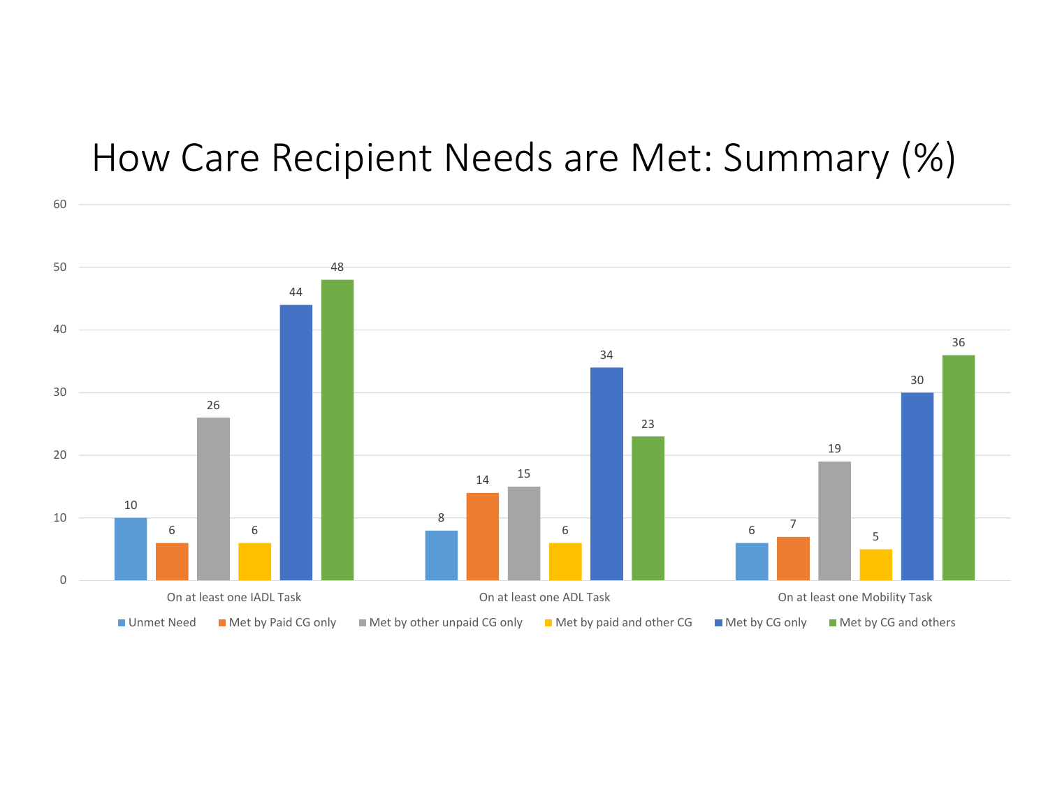# How Care Recipient Needs are Met: Summary (%)

| | Unmet Need | Met by Paid CG only | Met by other unpaid CG only | Met by paid and other CG | Met by CG only | Met by CG and others |
|---|---|---|---|---|---|---|
| On at least one IADL Task | 10 | 6 | 26 | 6 | 44 | 48 |
| On at least one ADL Task | 8 | 14 | 15 | 6 | 34 | 23 |
| On at least one Mobility Task | 6 | 7 | 19 | 5 | 30 | 36 |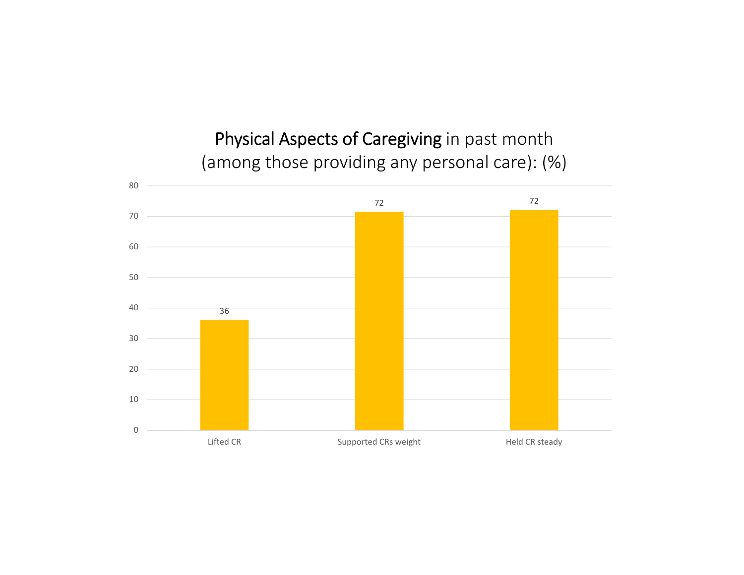# Physical Aspects of Caregiving in past month (among those providing any personal care): (%)

| | % |
|---|---|
| Lifted CR | 36 |
| Supported CRs weight | 72 |
| Held CR steady | 72 |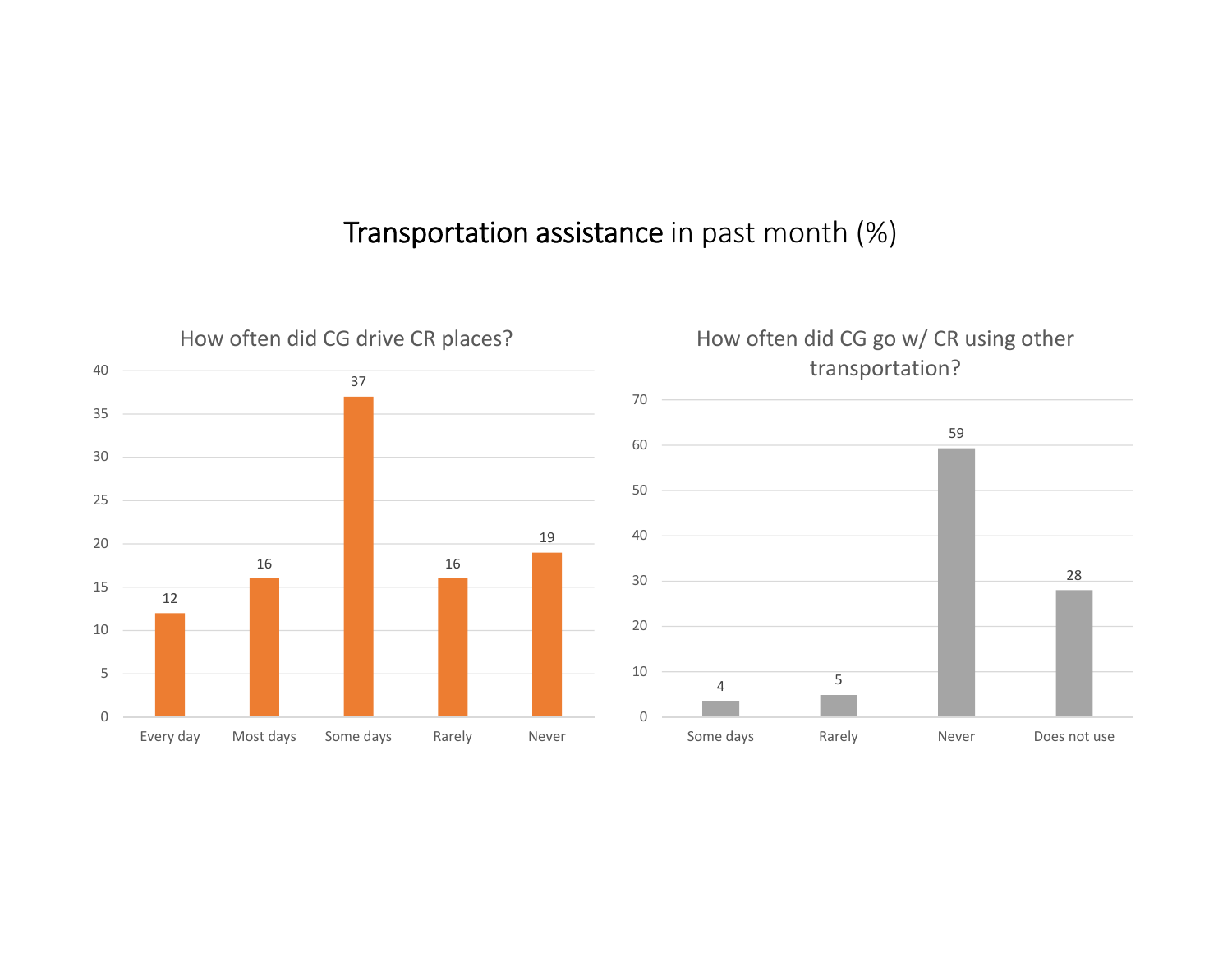# Transportation assistance in past month (%)

## How often did CG drive CR places?

| Every day | Most days | Some days | Rarely | Never |
|---|---|---|---|---|
| 12 | 16 | 37 | 16 | 19 |

## How often did CG go w/ CR using other transportation?

| Some days | Rarely | Never | Does not use |
|---|---|---|---|
| 4 | 5 | 59 | 28 |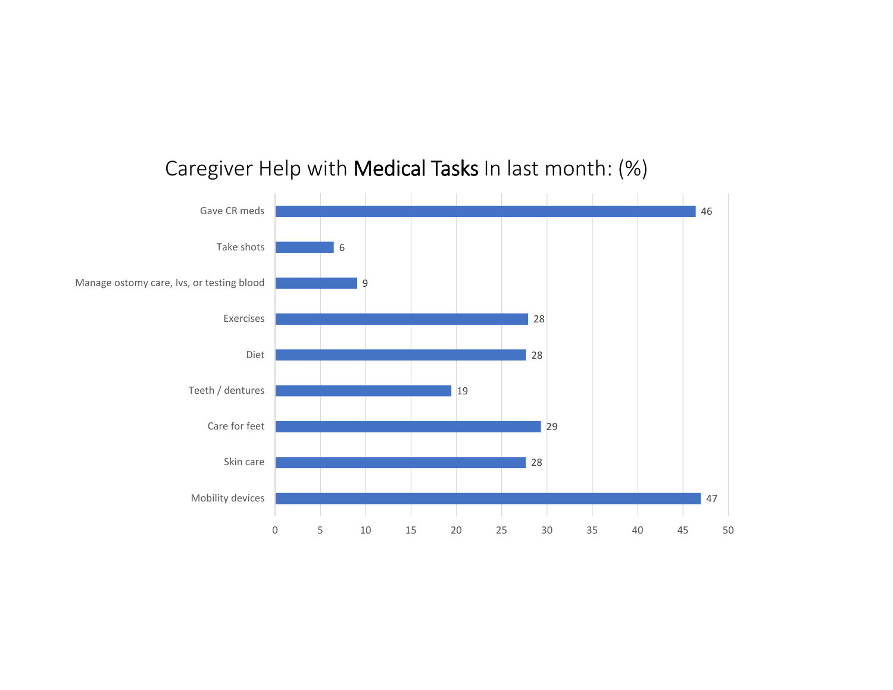# Caregiver Help with **Medical Tasks** In last month: (%)

| Task | % |
|---|---|
| Gave CR meds | 46 |
| Take shots | 6 |
| Manage ostomy care, Ivs, or testing blood | 9 |
| Exercises | 28 |
| Diet | 28 |
| Teeth / dentures | 19 |
| Care for feet | 29 |
| Skin care | 28 |
| Mobility devices | 47 |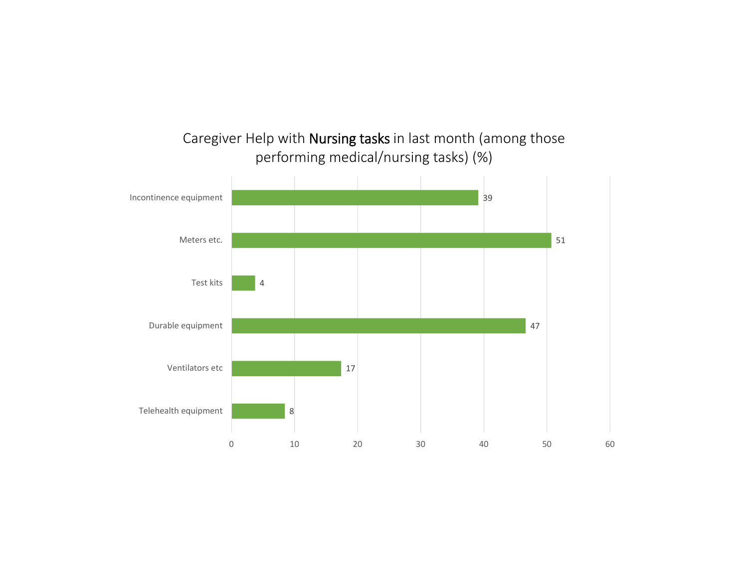## Caregiver Help with **Nursing tasks** in last month (among those performing medical/nursing tasks) (%)

| Task | % |
|---|---|
| Incontinence equipment | 39 |
| Meters etc. | 51 |
| Test kits | 4 |
| Durable equipment | 47 |
| Ventilators etc | 17 |
| Telehealth equipment | 8 |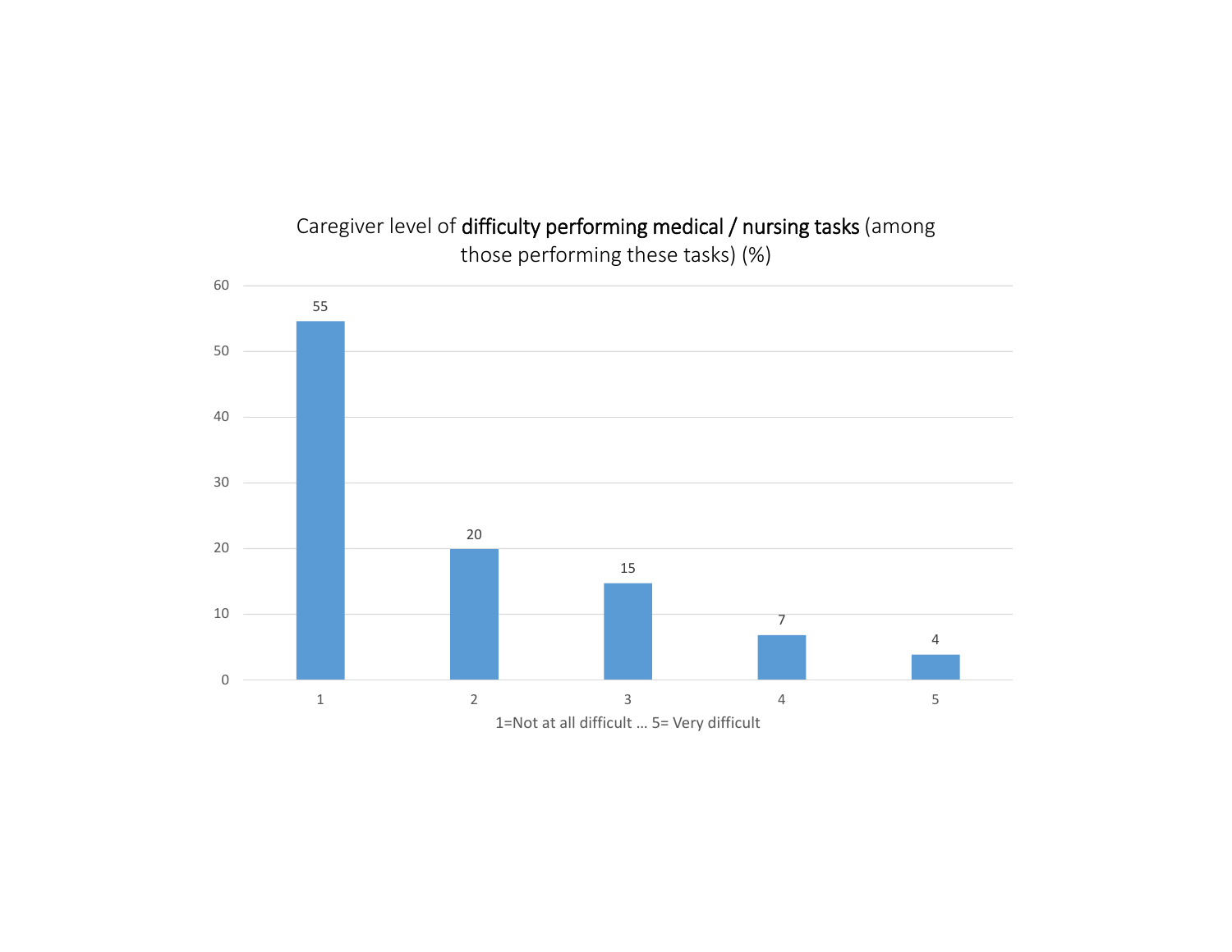Caregiver level of **difficulty performing medical / nursing tasks** (among those performing these tasks) (%)

| 1=Not at all difficult … 5= Very difficult | % |
|---|---|
| 1 | 55 |
| 2 | 20 |
| 3 | 15 |
| 4 | 7 |
| 5 | 4 |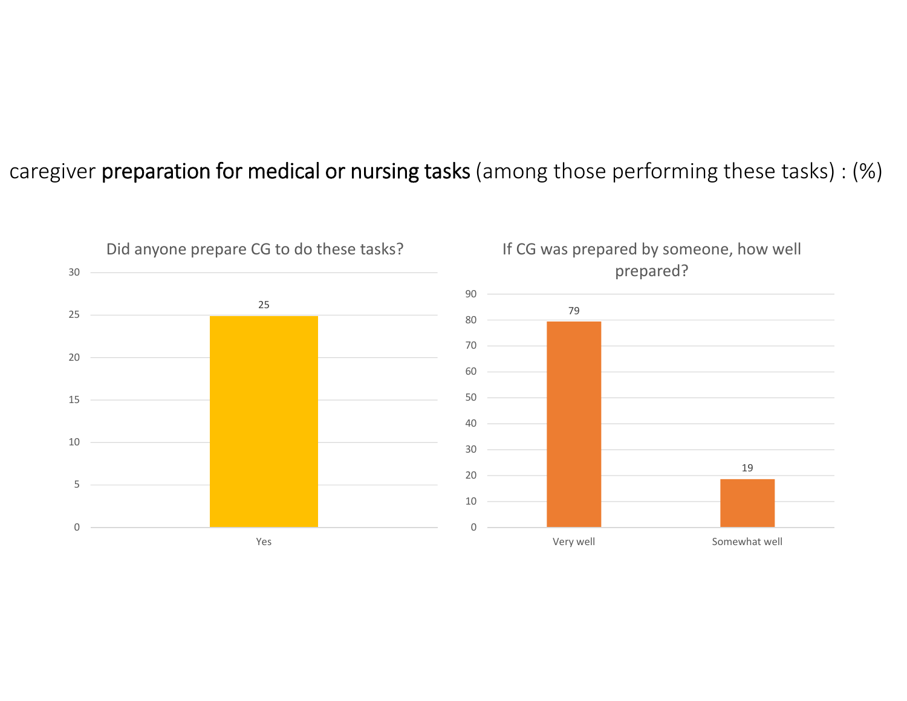# caregiver **preparation for medical or nursing tasks** (among those performing these tasks) : (%)

**Did anyone prepare CG to do these tasks?**

| Response | % |
|---|---|
| Yes | 25 |

**If CG was prepared by someone, how well prepared?**

| Response | % |
|---|---|
| Very well | 79 |
| Somewhat well | 19 |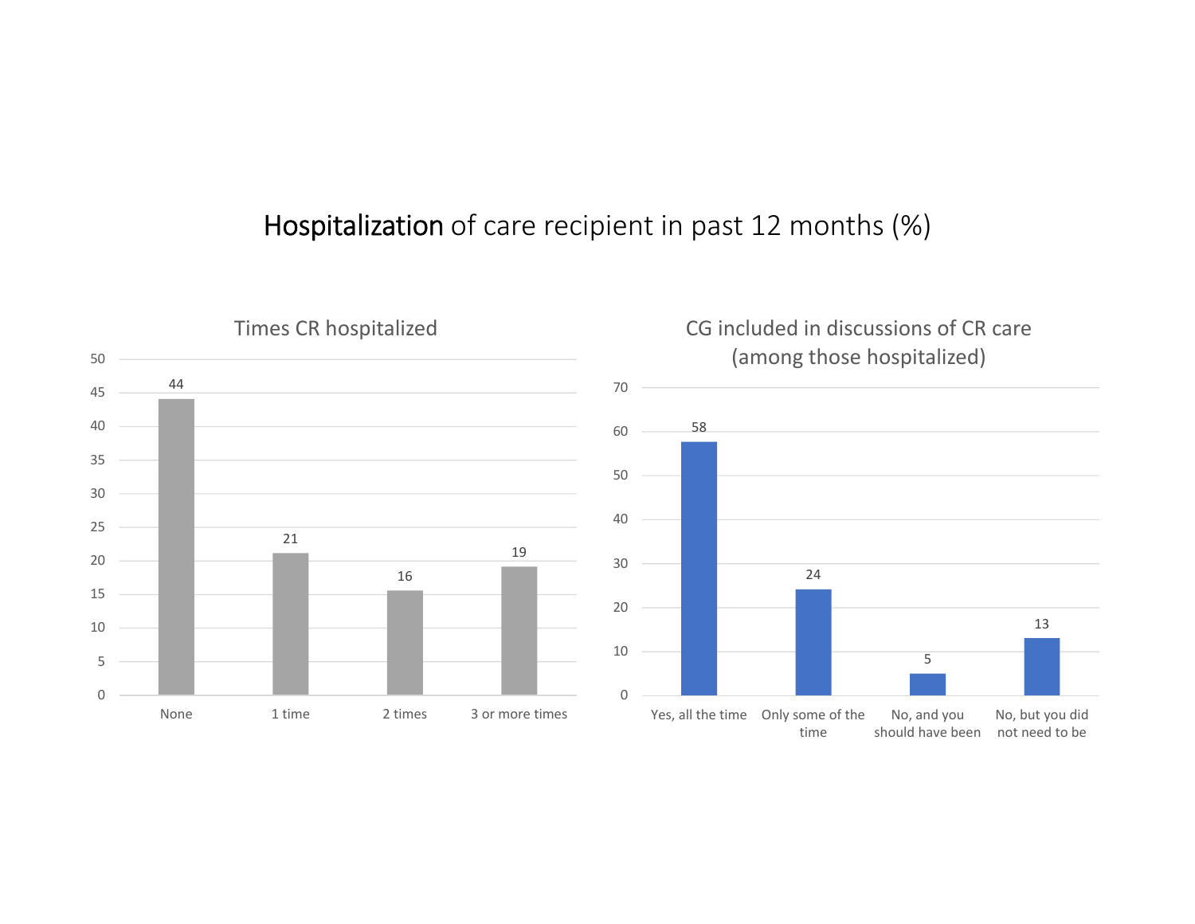# Hospitalization of care recipient in past 12 months (%)

## Times CR hospitalized

| Times CR hospitalized | % |
|---|---|
| None | 44 |
| 1 time | 21 |
| 2 times | 16 |
| 3 or more times | 19 |

## CG included in discussions of CR care (among those hospitalized)

| CG included in discussions of CR care | % |
|---|---|
| Yes, all the time | 58 |
| Only some of the time | 24 |
| No, and you should have been | 5 |
| No, but you did not need to be | 13 |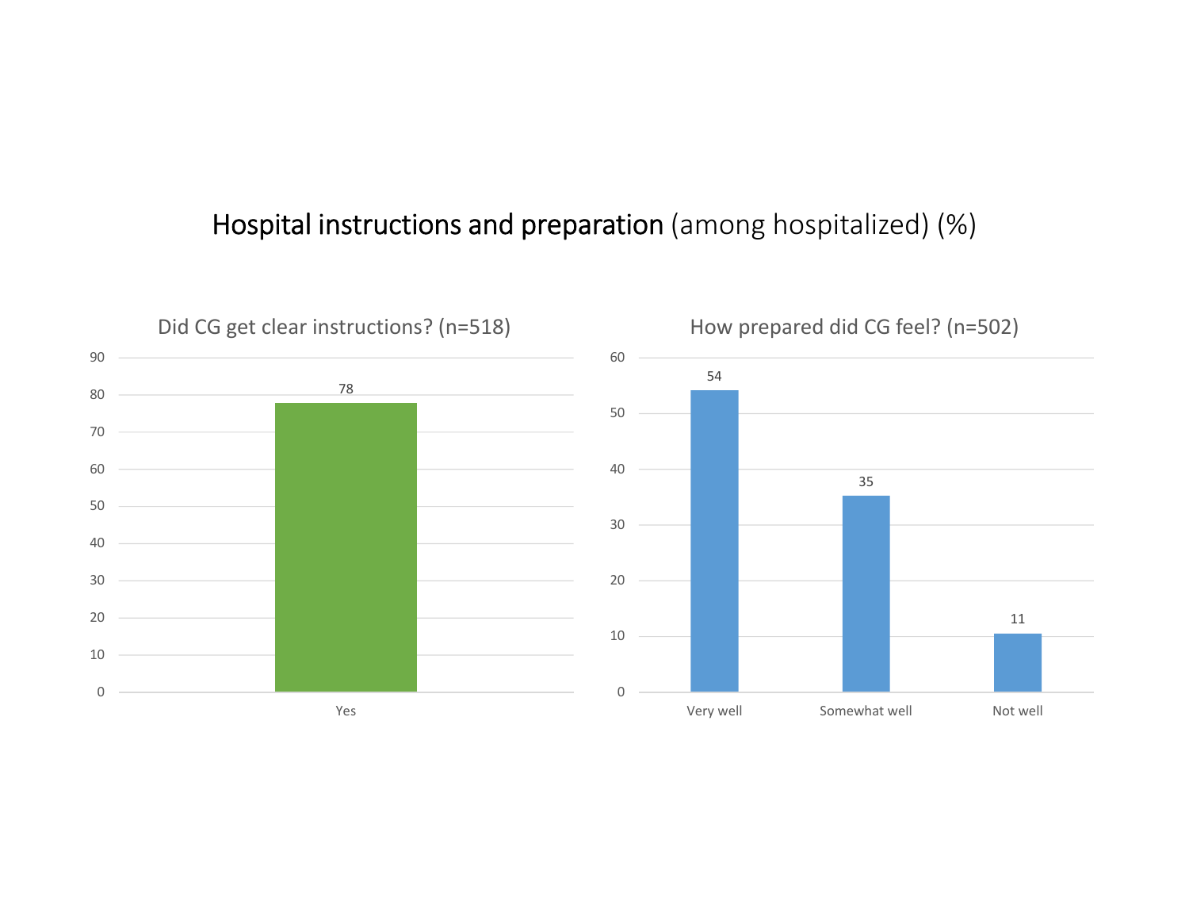# Hospital instructions and preparation (among hospitalized) (%)

## Did CG get clear instructions? (n=518)

| Response | % |
|---|---|
| Yes | 78 |

## How prepared did CG feel? (n=502)

| Response | % |
|---|---|
| Very well | 54 |
| Somewhat well | 35 |
| Not well | 11 |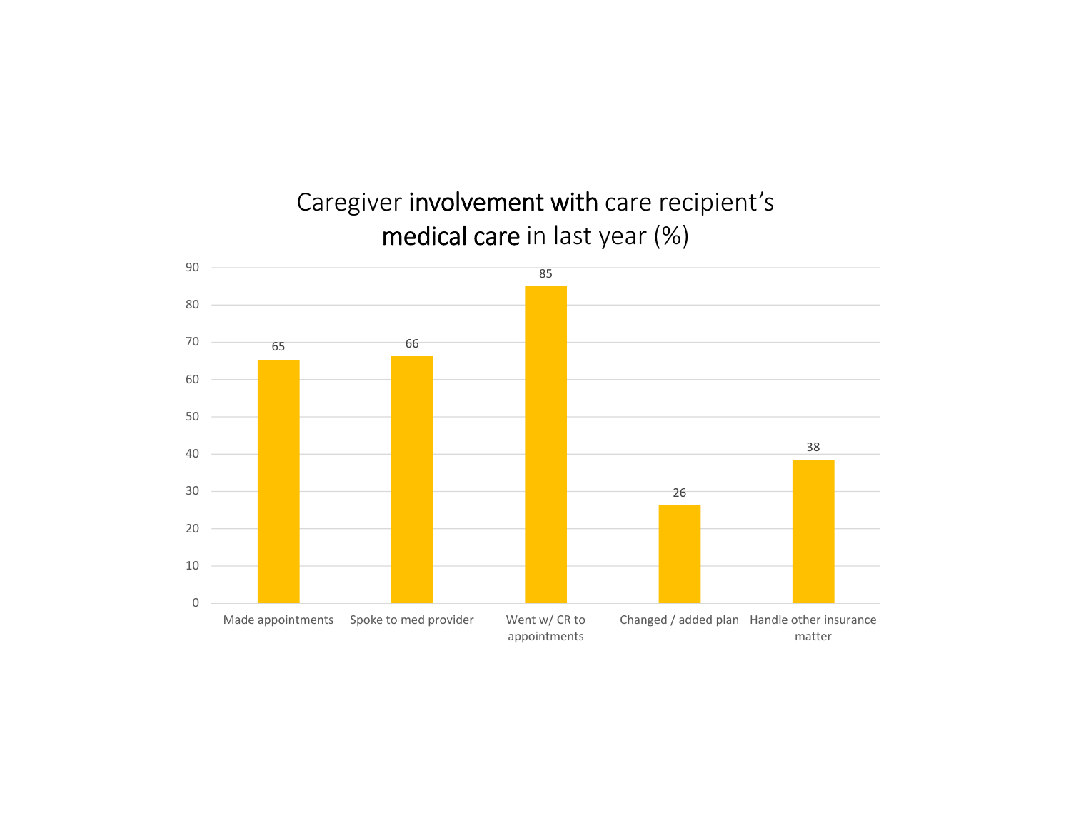# Caregiver **involvement with** care recipient's **medical care** in last year (%)

| Activity | % |
|---|---|
| Made appointments | 65 |
| Spoke to med provider | 66 |
| Went w/ CR to appointments | 85 |
| Changed / added plan | 26 |
| Handle other insurance matter | 38 |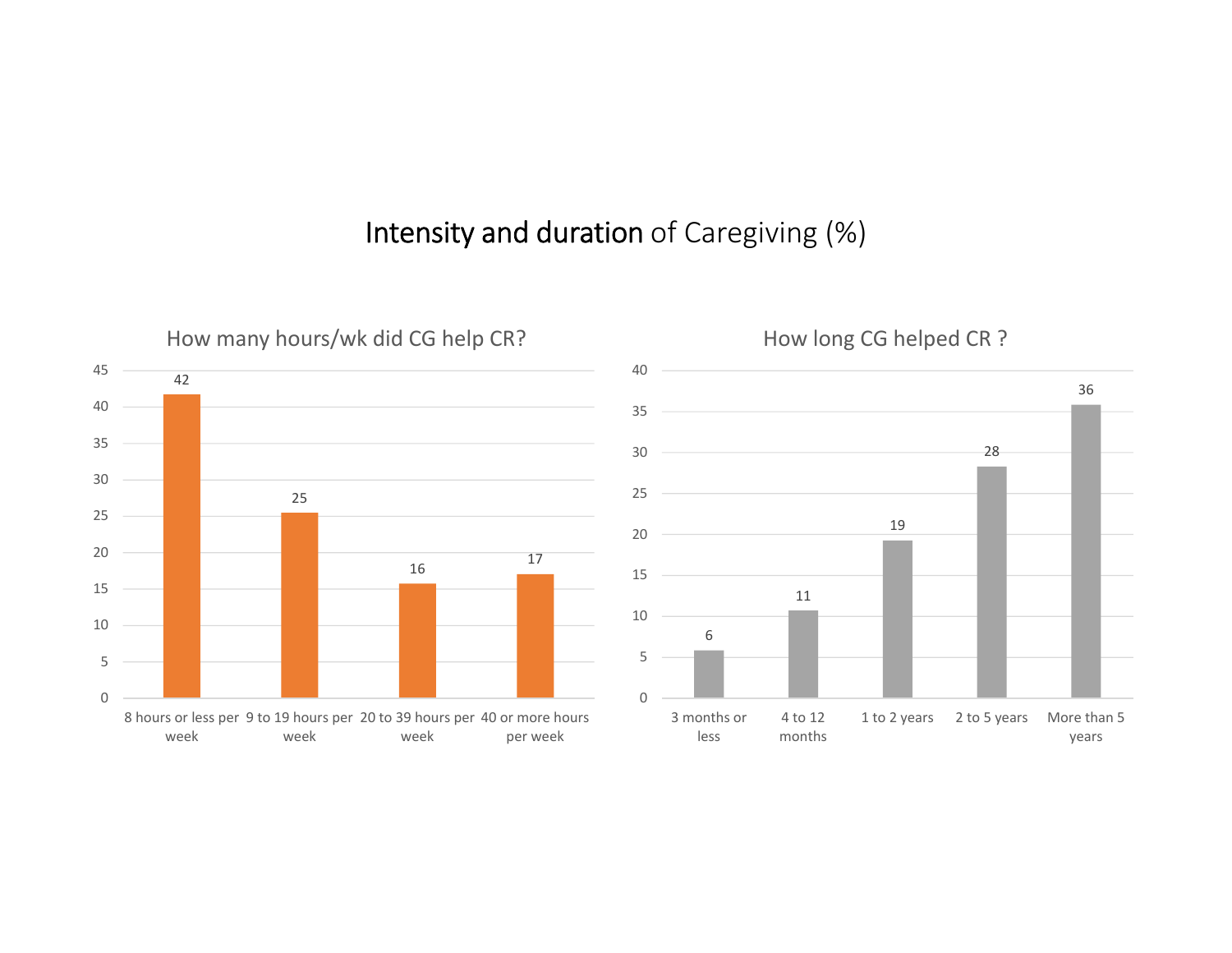# Intensity and duration of Caregiving (%)

## How many hours/wk did CG help CR?

| Hours per week | % |
|---|---|
| 8 hours or less per week | 42 |
| 9 to 19 hours per week | 25 |
| 20 to 39 hours per week | 16 |
| 40 or more hours per week | 17 |

## How long CG helped CR ?

| Duration | % |
|---|---|
| 3 months or less | 6 |
| 4 to 12 months | 11 |
| 1 to 2 years | 19 |
| 2 to 5 years | 28 |
| More than 5 years | 36 |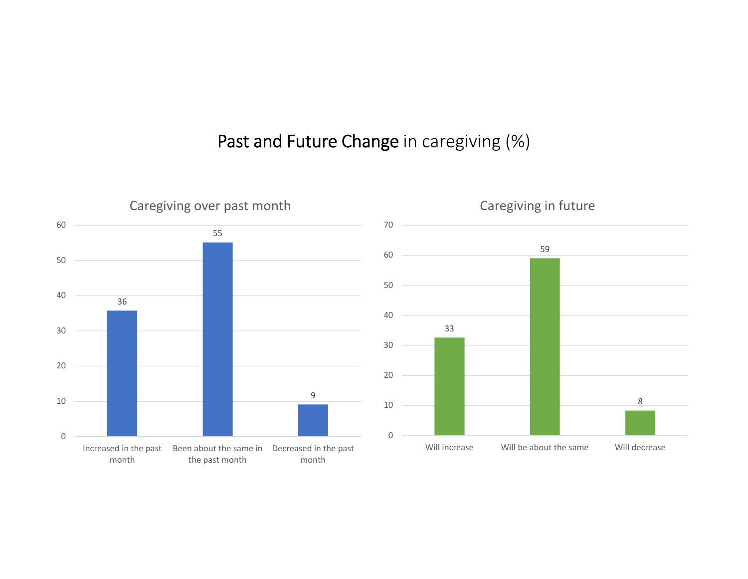# Past and Future Change in caregiving (%)

## Caregiving over past month

| Category | % |
|---|---|
| Increased in the past month | 36 |
| Been about the same in the past month | 55 |
| Decreased in the past month | 9 |

## Caregiving in future

| Category | % |
|---|---|
| Will increase | 33 |
| Will be about the same | 59 |
| Will decrease | 8 |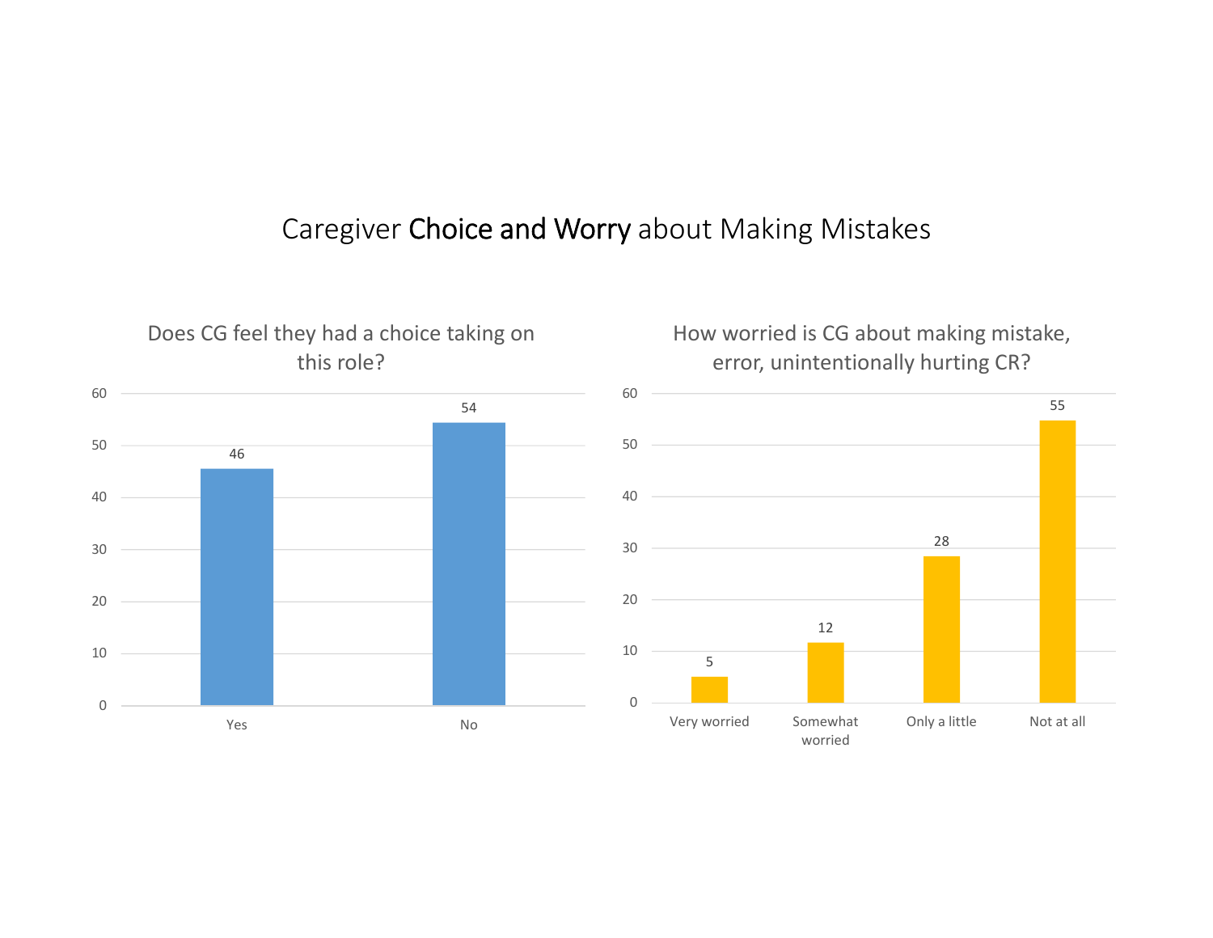# Caregiver **Choice and Worry** about Making Mistakes

### Does CG feel they had a choice taking on this role?

| Response | Value |
|---|---|
| Yes | 46 |
| No | 54 |

### How worried is CG about making mistake, error, unintentionally hurting CR?

| Response | Value |
|---|---|
| Very worried | 5 |
| Somewhat worried | 12 |
| Only a little | 28 |
| Not at all | 55 |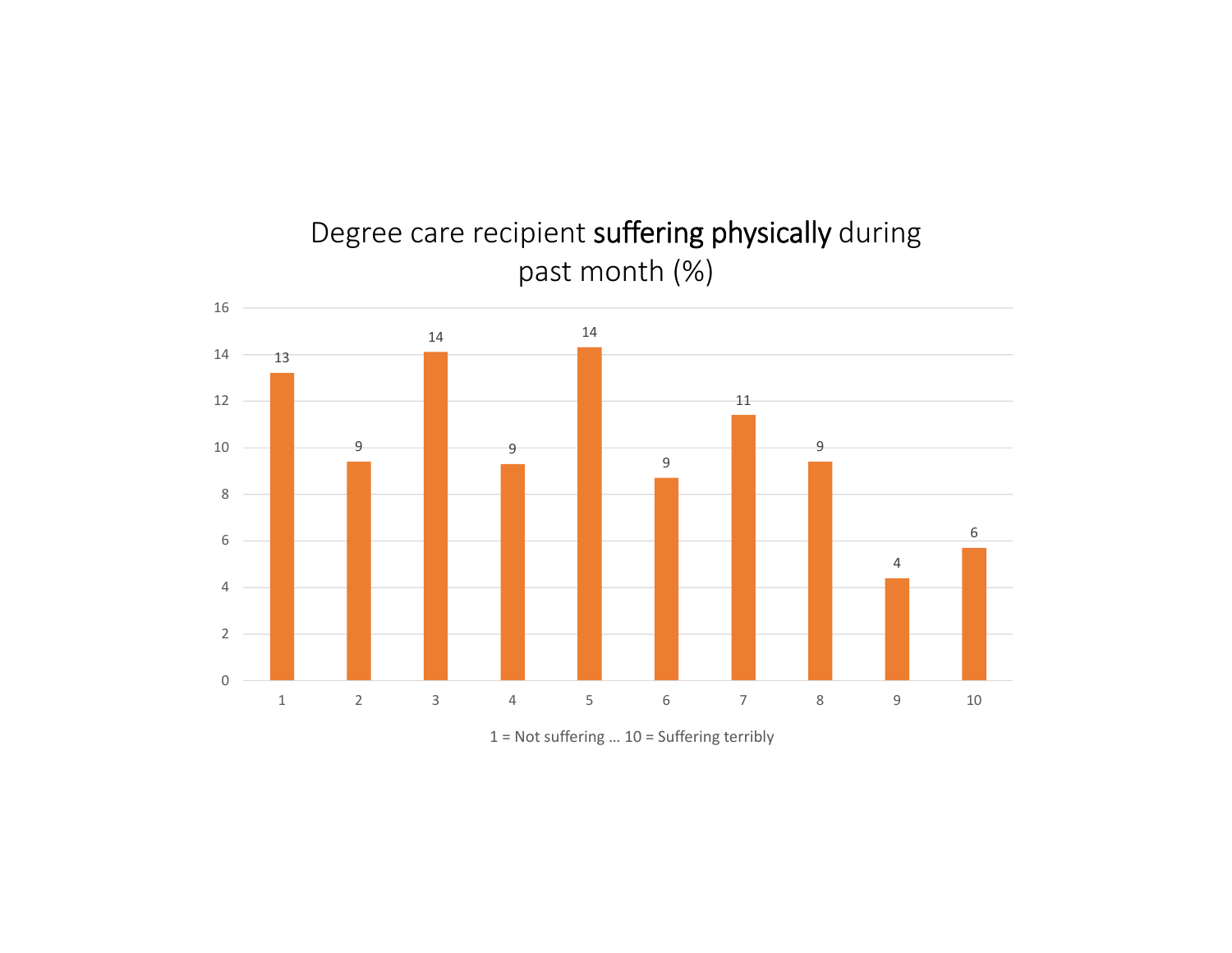## Degree care recipient **suffering physically** during past month (%)

| Rating | % |
|---|---|
| 1 | 13 |
| 2 | 9 |
| 3 | 14 |
| 4 | 9 |
| 5 | 14 |
| 6 | 9 |
| 7 | 11 |
| 8 | 9 |
| 9 | 4 |
| 10 | 6 |

1 = Not suffering … 10 = Suffering terribly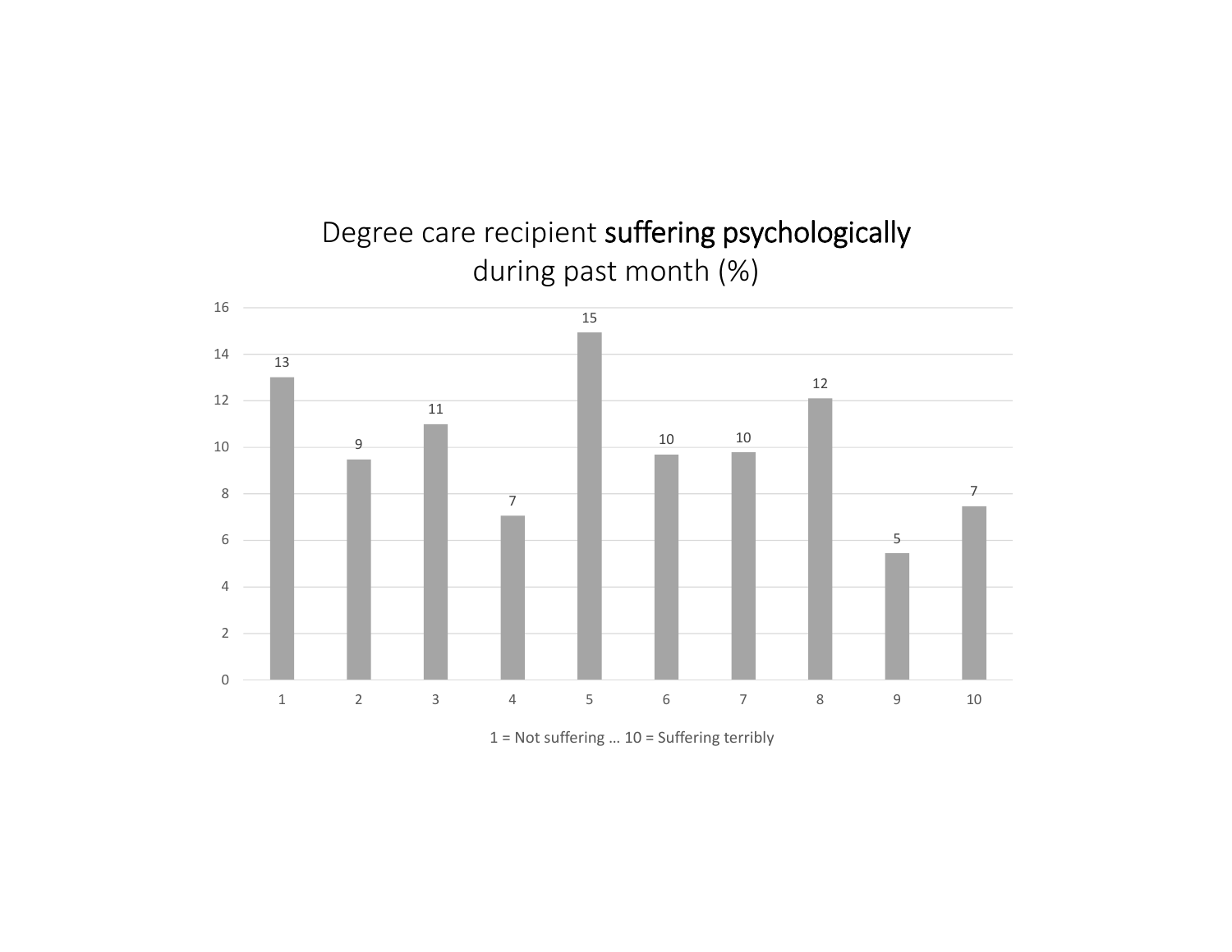Degree care recipient **suffering psychologically** during past month (%)

16
14
12
10
8
6
4
2
0

13
9
11
7
15
10
10
12
5
7

1
2
3
4
5
6
7
8
9
10

1 = Not suffering … 10 = Suffering terribly